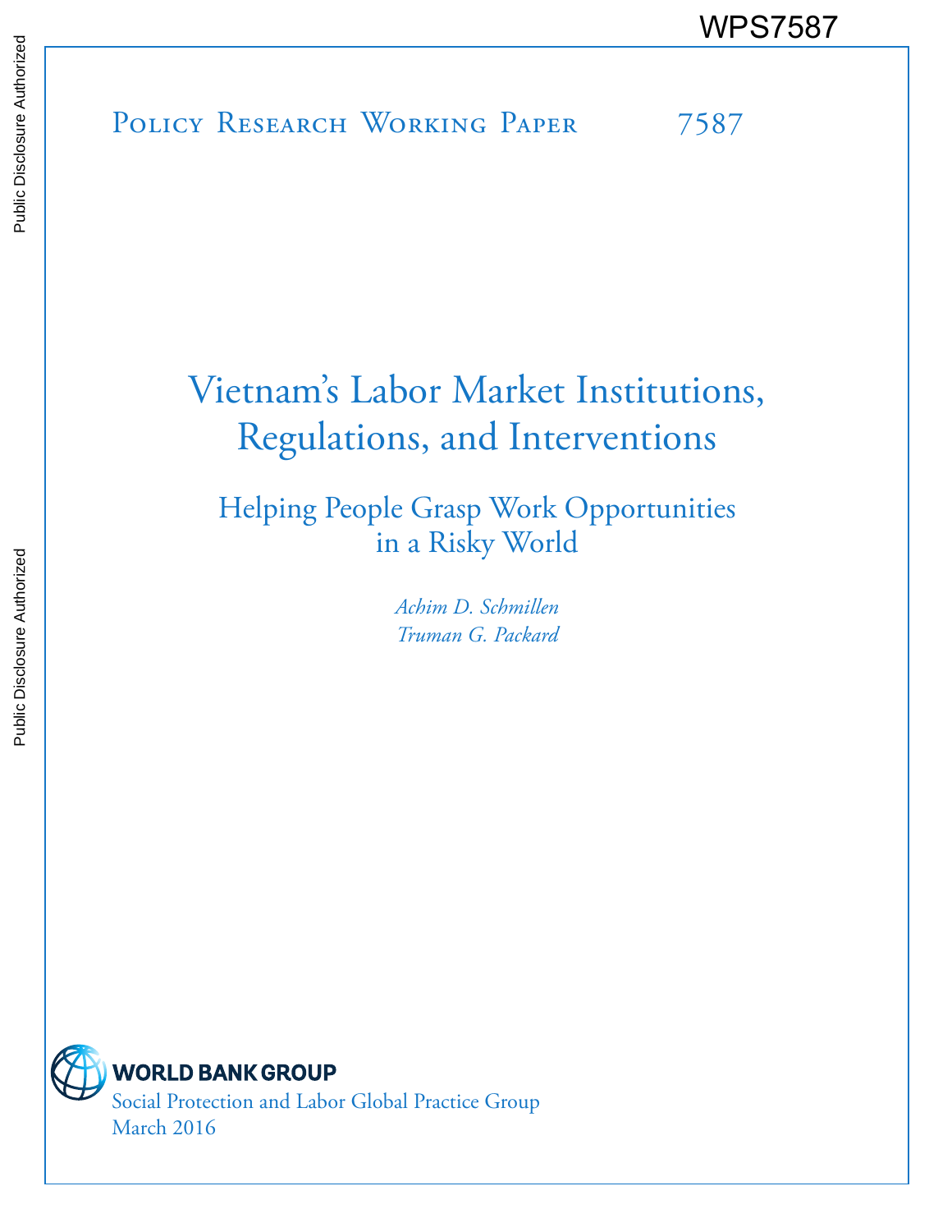WPS7587

Policy Research Working Paper 7587

# Vietnam's Labor Market Institutions, Regulations, and Interventions

## Helping People Grasp Work Opportunities in a Risky World

*Achim D. Schmillen*
*Truman G. Packard*

WORLD BANK GROUP

Social Protection and Labor Global Practice Group

March 2016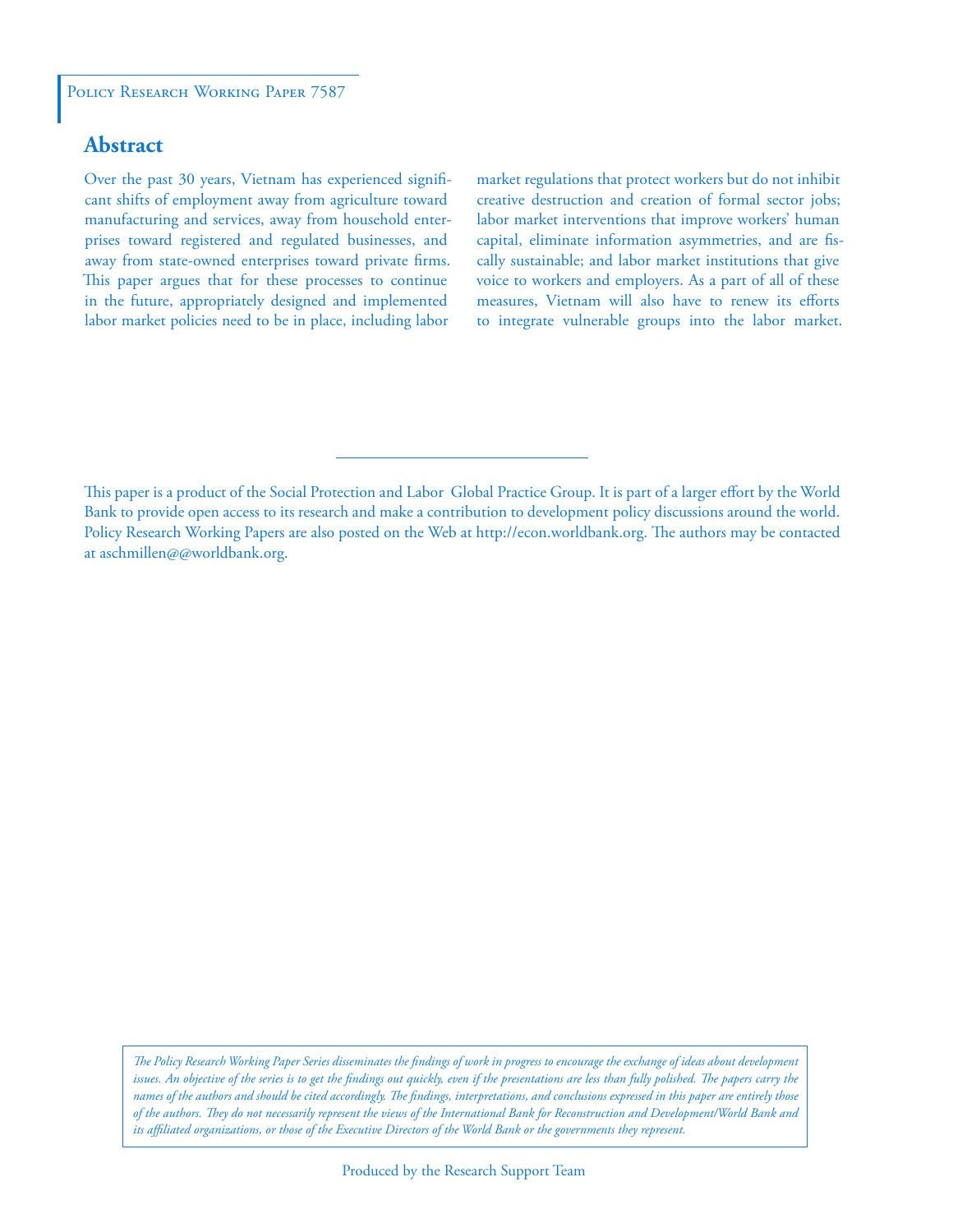Policy Research Working Paper 7587

## Abstract

Over the past 30 years, Vietnam has experienced significant shifts of employment away from agriculture toward manufacturing and services, away from household enterprises toward registered and regulated businesses, and away from state-owned enterprises toward private firms. This paper argues that for these processes to continue in the future, appropriately designed and implemented labor market policies need to be in place, including labor market regulations that protect workers but do not inhibit creative destruction and creation of formal sector jobs; labor market interventions that improve workers' human capital, eliminate information asymmetries, and are fiscally sustainable; and labor market institutions that give voice to workers and employers. As a part of all of these measures, Vietnam will also have to renew its efforts to integrate vulnerable groups into the labor market.

---

This paper is a product of the Social Protection and Labor Global Practice Group. It is part of a larger effort by the World Bank to provide open access to its research and make a contribution to development policy discussions around the world. Policy Research Working Papers are also posted on the Web at http://econ.worldbank.org. The authors may be contacted at aschmillen@@worldbank.org.

*The Policy Research Working Paper Series disseminates the findings of work in progress to encourage the exchange of ideas about development issues. An objective of the series is to get the findings out quickly, even if the presentations are less than fully polished. The papers carry the names of the authors and should be cited accordingly. The findings, interpretations, and conclusions expressed in this paper are entirely those of the authors. They do not necessarily represent the views of the International Bank for Reconstruction and Development/World Bank and its affiliated organizations, or those of the Executive Directors of the World Bank or the governments they represent.*

Produced by the Research Support Team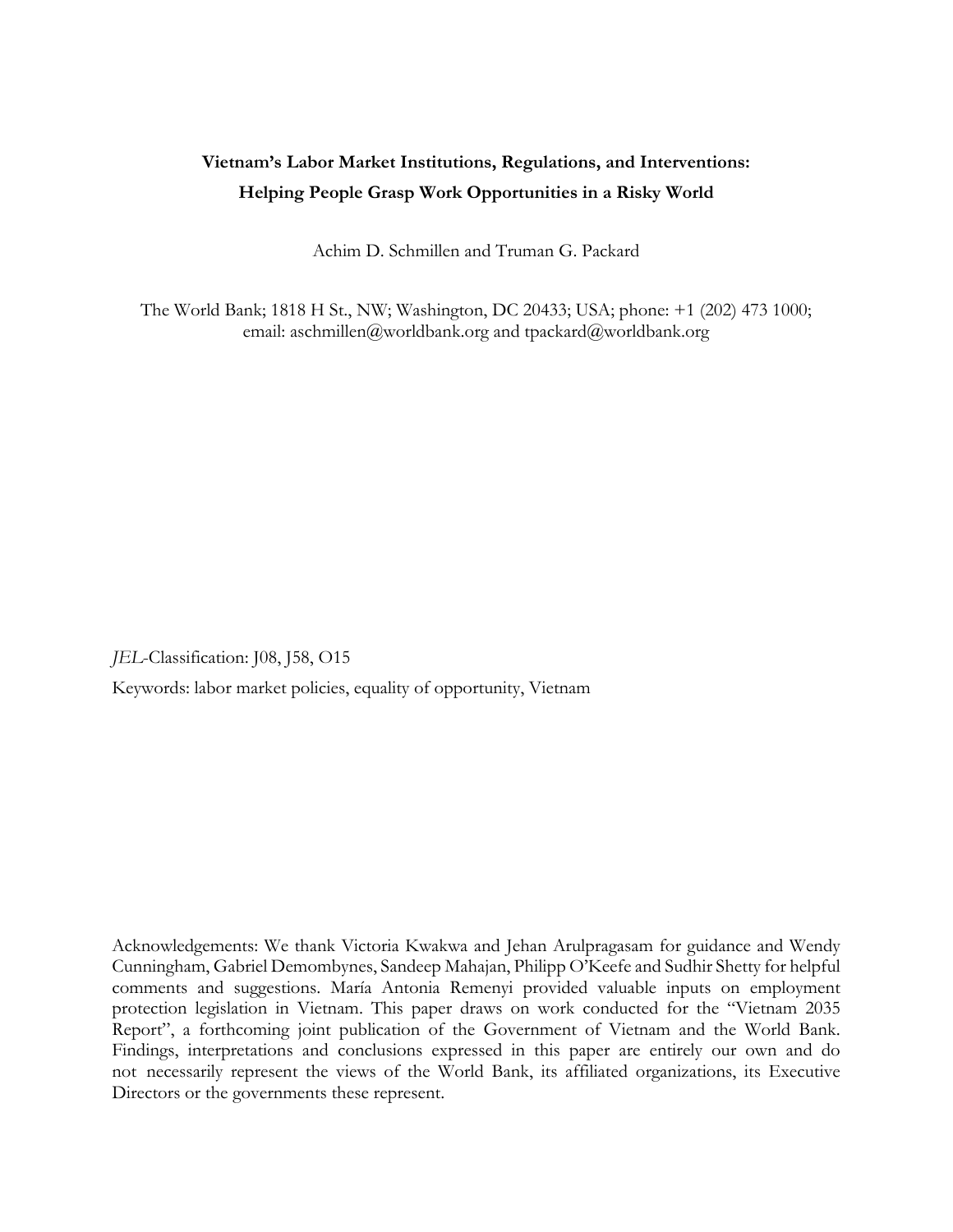**Vietnam's Labor Market Institutions, Regulations, and Interventions: Helping People Grasp Work Opportunities in a Risky World**

Achim D. Schmillen and Truman G. Packard

The World Bank; 1818 H St., NW; Washington, DC 20433; USA; phone: +1 (202) 473 1000; email: aschmillen@worldbank.org and tpackard@worldbank.org

*JEL*-Classification: J08, J58, O15

Keywords: labor market policies, equality of opportunity, Vietnam

Acknowledgements: We thank Victoria Kwakwa and Jehan Arulpragasam for guidance and Wendy Cunningham, Gabriel Demombynes, Sandeep Mahajan, Philipp O'Keefe and Sudhir Shetty for helpful comments and suggestions. María Antonia Remenyi provided valuable inputs on employment protection legislation in Vietnam. This paper draws on work conducted for the "Vietnam 2035 Report", a forthcoming joint publication of the Government of Vietnam and the World Bank. Findings, interpretations and conclusions expressed in this paper are entirely our own and do not necessarily represent the views of the World Bank, its affiliated organizations, its Executive Directors or the governments these represent.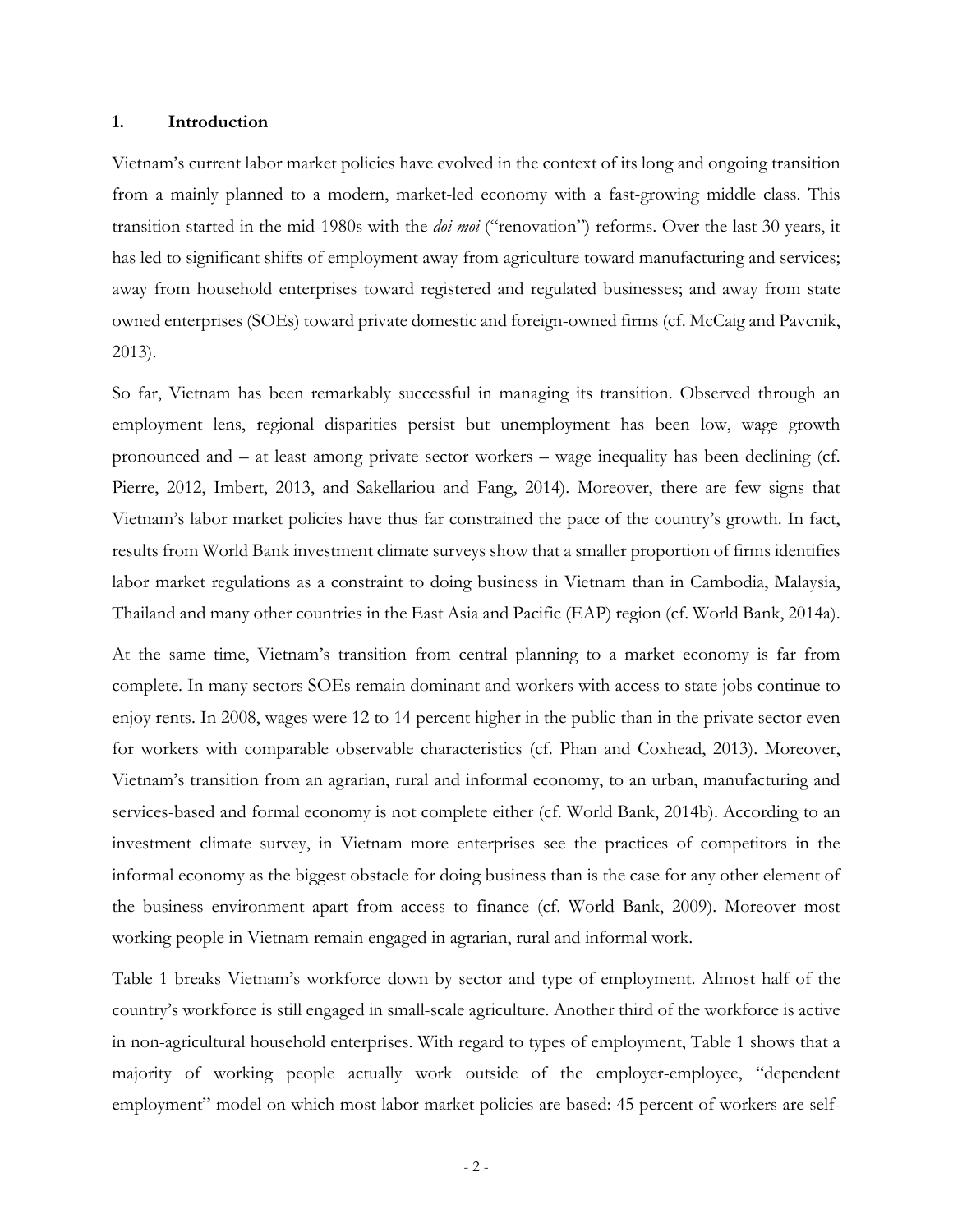## 1. Introduction

Vietnam's current labor market policies have evolved in the context of its long and ongoing transition from a mainly planned to a modern, market-led economy with a fast-growing middle class. This transition started in the mid-1980s with the *doi moi* ("renovation") reforms. Over the last 30 years, it has led to significant shifts of employment away from agriculture toward manufacturing and services; away from household enterprises toward registered and regulated businesses; and away from state owned enterprises (SOEs) toward private domestic and foreign-owned firms (cf. McCaig and Pavcnik, 2013).

So far, Vietnam has been remarkably successful in managing its transition. Observed through an employment lens, regional disparities persist but unemployment has been low, wage growth pronounced and – at least among private sector workers – wage inequality has been declining (cf. Pierre, 2012, Imbert, 2013, and Sakellariou and Fang, 2014). Moreover, there are few signs that Vietnam's labor market policies have thus far constrained the pace of the country's growth. In fact, results from World Bank investment climate surveys show that a smaller proportion of firms identifies labor market regulations as a constraint to doing business in Vietnam than in Cambodia, Malaysia, Thailand and many other countries in the East Asia and Pacific (EAP) region (cf. World Bank, 2014a).

At the same time, Vietnam's transition from central planning to a market economy is far from complete. In many sectors SOEs remain dominant and workers with access to state jobs continue to enjoy rents. In 2008, wages were 12 to 14 percent higher in the public than in the private sector even for workers with comparable observable characteristics (cf. Phan and Coxhead, 2013). Moreover, Vietnam's transition from an agrarian, rural and informal economy, to an urban, manufacturing and services-based and formal economy is not complete either (cf. World Bank, 2014b). According to an investment climate survey, in Vietnam more enterprises see the practices of competitors in the informal economy as the biggest obstacle for doing business than is the case for any other element of the business environment apart from access to finance (cf. World Bank, 2009). Moreover most working people in Vietnam remain engaged in agrarian, rural and informal work.

Table 1 breaks Vietnam's workforce down by sector and type of employment. Almost half of the country's workforce is still engaged in small-scale agriculture. Another third of the workforce is active in non-agricultural household enterprises. With regard to types of employment, Table 1 shows that a majority of working people actually work outside of the employer-employee, "dependent employment" model on which most labor market policies are based: 45 percent of workers are self-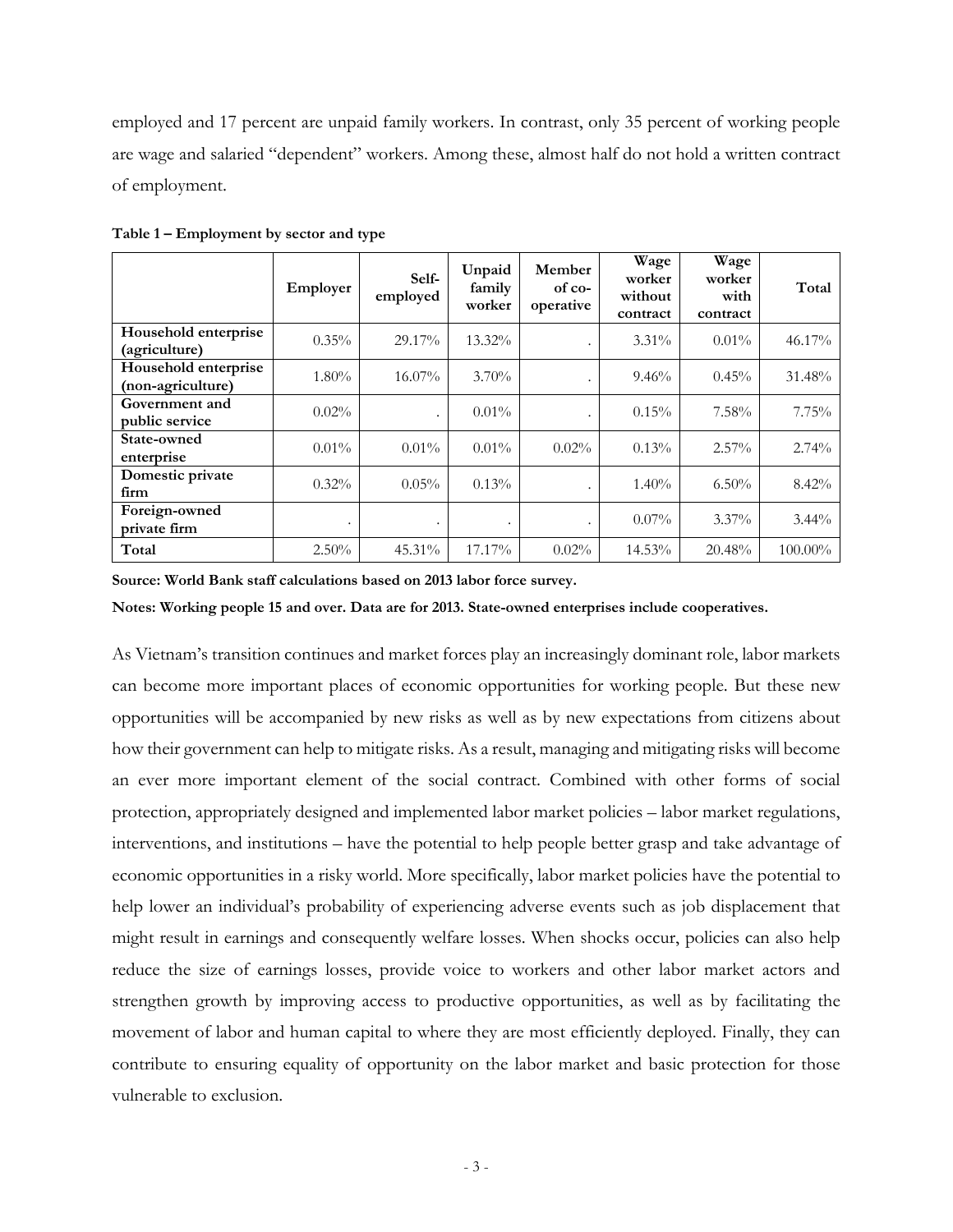employed and 17 percent are unpaid family workers. In contrast, only 35 percent of working people are wage and salaried "dependent" workers. Among these, almost half do not hold a written contract of employment.

**Table 1 – Employment by sector and type**

| | Employer | Self-employed | Unpaid family worker | Member of co-operative | Wage worker without contract | Wage worker with contract | Total |
|---|---|---|---|---|---|---|---|
| **Household enterprise (agriculture)** | 0.35% | 29.17% | 13.32% | . | 3.31% | 0.01% | 46.17% |
| **Household enterprise (non-agriculture)** | 1.80% | 16.07% | 3.70% | . | 9.46% | 0.45% | 31.48% |
| **Government and public service** | 0.02% | . | 0.01% | . | 0.15% | 7.58% | 7.75% |
| **State-owned enterprise** | 0.01% | 0.01% | 0.01% | 0.02% | 0.13% | 2.57% | 2.74% |
| **Domestic private firm** | 0.32% | 0.05% | 0.13% | . | 1.40% | 6.50% | 8.42% |
| **Foreign-owned private firm** | . | . | . | . | 0.07% | 3.37% | 3.44% |
| **Total** | 2.50% | 45.31% | 17.17% | 0.02% | 14.53% | 20.48% | 100.00% |

**Source: World Bank staff calculations based on 2013 labor force survey.**

**Notes: Working people 15 and over. Data are for 2013. State-owned enterprises include cooperatives.**

As Vietnam's transition continues and market forces play an increasingly dominant role, labor markets can become more important places of economic opportunities for working people. But these new opportunities will be accompanied by new risks as well as by new expectations from citizens about how their government can help to mitigate risks. As a result, managing and mitigating risks will become an ever more important element of the social contract. Combined with other forms of social protection, appropriately designed and implemented labor market policies – labor market regulations, interventions, and institutions – have the potential to help people better grasp and take advantage of economic opportunities in a risky world. More specifically, labor market policies have the potential to help lower an individual's probability of experiencing adverse events such as job displacement that might result in earnings and consequently welfare losses. When shocks occur, policies can also help reduce the size of earnings losses, provide voice to workers and other labor market actors and strengthen growth by improving access to productive opportunities, as well as by facilitating the movement of labor and human capital to where they are most efficiently deployed. Finally, they can contribute to ensuring equality of opportunity on the labor market and basic protection for those vulnerable to exclusion.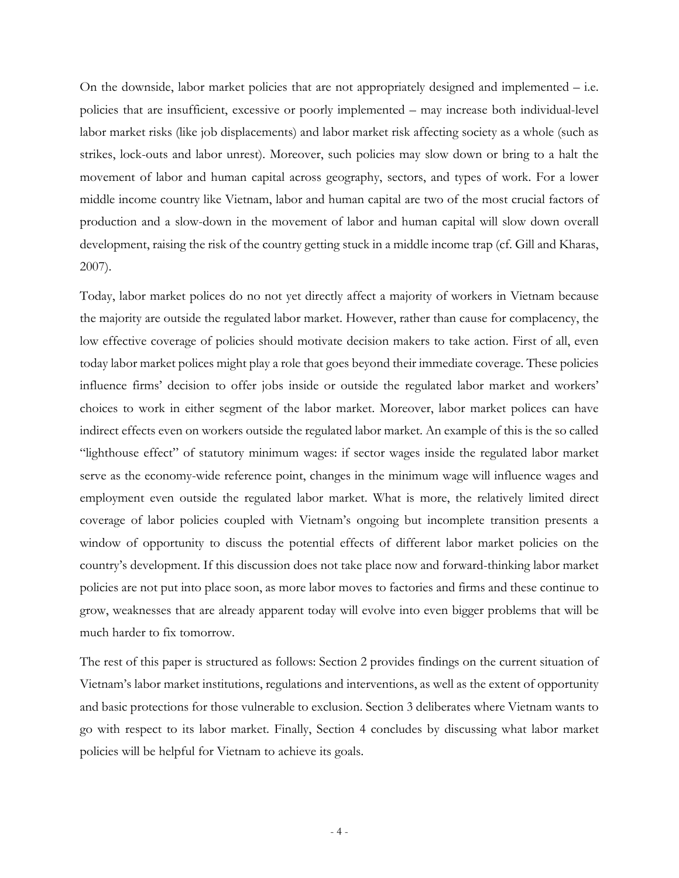On the downside, labor market policies that are not appropriately designed and implemented – i.e. policies that are insufficient, excessive or poorly implemented – may increase both individual-level labor market risks (like job displacements) and labor market risk affecting society as a whole (such as strikes, lock-outs and labor unrest). Moreover, such policies may slow down or bring to a halt the movement of labor and human capital across geography, sectors, and types of work. For a lower middle income country like Vietnam, labor and human capital are two of the most crucial factors of production and a slow-down in the movement of labor and human capital will slow down overall development, raising the risk of the country getting stuck in a middle income trap (cf. Gill and Kharas, 2007).

Today, labor market polices do no not yet directly affect a majority of workers in Vietnam because the majority are outside the regulated labor market. However, rather than cause for complacency, the low effective coverage of policies should motivate decision makers to take action. First of all, even today labor market polices might play a role that goes beyond their immediate coverage. These policies influence firms' decision to offer jobs inside or outside the regulated labor market and workers' choices to work in either segment of the labor market. Moreover, labor market polices can have indirect effects even on workers outside the regulated labor market. An example of this is the so called "lighthouse effect" of statutory minimum wages: if sector wages inside the regulated labor market serve as the economy-wide reference point, changes in the minimum wage will influence wages and employment even outside the regulated labor market. What is more, the relatively limited direct coverage of labor policies coupled with Vietnam's ongoing but incomplete transition presents a window of opportunity to discuss the potential effects of different labor market policies on the country's development. If this discussion does not take place now and forward-thinking labor market policies are not put into place soon, as more labor moves to factories and firms and these continue to grow, weaknesses that are already apparent today will evolve into even bigger problems that will be much harder to fix tomorrow.

The rest of this paper is structured as follows: Section 2 provides findings on the current situation of Vietnam's labor market institutions, regulations and interventions, as well as the extent of opportunity and basic protections for those vulnerable to exclusion. Section 3 deliberates where Vietnam wants to go with respect to its labor market. Finally, Section 4 concludes by discussing what labor market policies will be helpful for Vietnam to achieve its goals.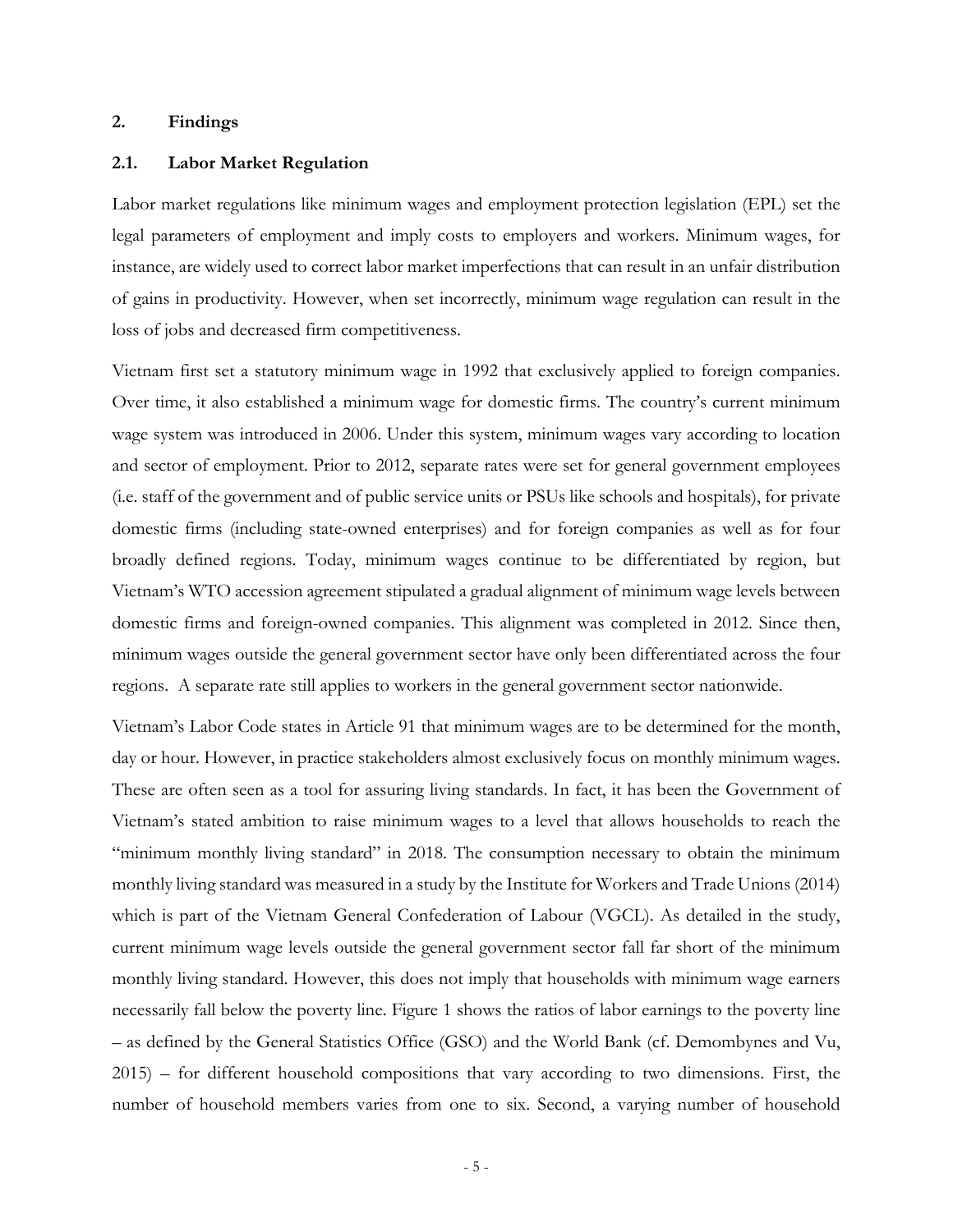## 2. Findings

### 2.1. Labor Market Regulation

Labor market regulations like minimum wages and employment protection legislation (EPL) set the legal parameters of employment and imply costs to employers and workers. Minimum wages, for instance, are widely used to correct labor market imperfections that can result in an unfair distribution of gains in productivity. However, when set incorrectly, minimum wage regulation can result in the loss of jobs and decreased firm competitiveness.

Vietnam first set a statutory minimum wage in 1992 that exclusively applied to foreign companies. Over time, it also established a minimum wage for domestic firms. The country's current minimum wage system was introduced in 2006. Under this system, minimum wages vary according to location and sector of employment. Prior to 2012, separate rates were set for general government employees (i.e. staff of the government and of public service units or PSUs like schools and hospitals), for private domestic firms (including state-owned enterprises) and for foreign companies as well as for four broadly defined regions. Today, minimum wages continue to be differentiated by region, but Vietnam's WTO accession agreement stipulated a gradual alignment of minimum wage levels between domestic firms and foreign-owned companies. This alignment was completed in 2012. Since then, minimum wages outside the general government sector have only been differentiated across the four regions. A separate rate still applies to workers in the general government sector nationwide.

Vietnam's Labor Code states in Article 91 that minimum wages are to be determined for the month, day or hour. However, in practice stakeholders almost exclusively focus on monthly minimum wages. These are often seen as a tool for assuring living standards. In fact, it has been the Government of Vietnam's stated ambition to raise minimum wages to a level that allows households to reach the "minimum monthly living standard" in 2018. The consumption necessary to obtain the minimum monthly living standard was measured in a study by the Institute for Workers and Trade Unions (2014) which is part of the Vietnam General Confederation of Labour (VGCL). As detailed in the study, current minimum wage levels outside the general government sector fall far short of the minimum monthly living standard. However, this does not imply that households with minimum wage earners necessarily fall below the poverty line. Figure 1 shows the ratios of labor earnings to the poverty line – as defined by the General Statistics Office (GSO) and the World Bank (cf. Demombynes and Vu, 2015) – for different household compositions that vary according to two dimensions. First, the number of household members varies from one to six. Second, a varying number of household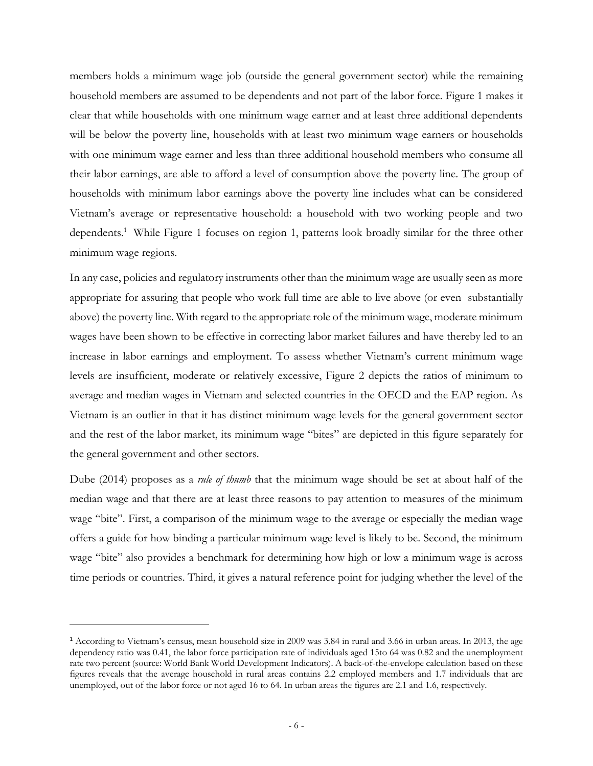members holds a minimum wage job (outside the general government sector) while the remaining household members are assumed to be dependents and not part of the labor force. Figure 1 makes it clear that while households with one minimum wage earner and at least three additional dependents will be below the poverty line, households with at least two minimum wage earners or households with one minimum wage earner and less than three additional household members who consume all their labor earnings, are able to afford a level of consumption above the poverty line. The group of households with minimum labor earnings above the poverty line includes what can be considered Vietnam's average or representative household: a household with two working people and two dependents.[1] While Figure 1 focuses on region 1, patterns look broadly similar for the three other minimum wage regions.

In any case, policies and regulatory instruments other than the minimum wage are usually seen as more appropriate for assuring that people who work full time are able to live above (or even substantially above) the poverty line. With regard to the appropriate role of the minimum wage, moderate minimum wages have been shown to be effective in correcting labor market failures and have thereby led to an increase in labor earnings and employment. To assess whether Vietnam's current minimum wage levels are insufficient, moderate or relatively excessive, Figure 2 depicts the ratios of minimum to average and median wages in Vietnam and selected countries in the OECD and the EAP region. As Vietnam is an outlier in that it has distinct minimum wage levels for the general government sector and the rest of the labor market, its minimum wage "bites" are depicted in this figure separately for the general government and other sectors.

Dube (2014) proposes as a *rule of thumb* that the minimum wage should be set at about half of the median wage and that there are at least three reasons to pay attention to measures of the minimum wage "bite". First, a comparison of the minimum wage to the average or especially the median wage offers a guide for how binding a particular minimum wage level is likely to be. Second, the minimum wage "bite" also provides a benchmark for determining how high or low a minimum wage is across time periods or countries. Third, it gives a natural reference point for judging whether the level of the

---

[1] According to Vietnam's census, mean household size in 2009 was 3.84 in rural and 3.66 in urban areas. In 2013, the age dependency ratio was 0.41, the labor force participation rate of individuals aged 15to 64 was 0.82 and the unemployment rate two percent (source: World Bank World Development Indicators). A back-of-the-envelope calculation based on these figures reveals that the average household in rural areas contains 2.2 employed members and 1.7 individuals that are unemployed, out of the labor force or not aged 16 to 64. In urban areas the figures are 2.1 and 1.6, respectively.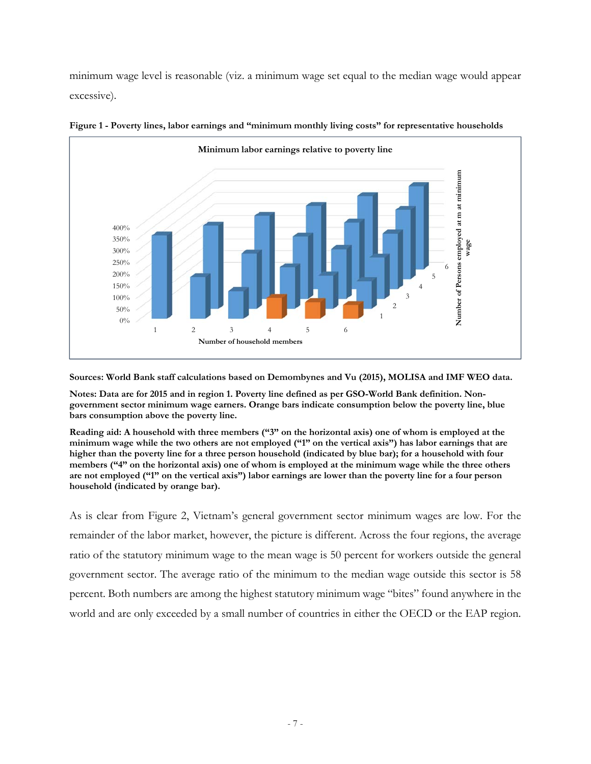minimum wage level is reasonable (viz. a minimum wage set equal to the median wage would appear excessive).

**Figure 1 - Poverty lines, labor earnings and "minimum monthly living costs" for representative households**

**Sources: World Bank staff calculations based on Demombynes and Vu (2015), MOLISA and IMF WEO data.**

**Notes: Data are for 2015 and in region 1. Poverty line defined as per GSO-World Bank definition. Non-government sector minimum wage earners. Orange bars indicate consumption below the poverty line, blue bars consumption above the poverty line.**

**Reading aid: A household with three members ("3" on the horizontal axis) one of whom is employed at the minimum wage while the two others are not employed ("1" on the vertical axis") has labor earnings that are higher than the poverty line for a three person household (indicated by blue bar); for a household with four members ("4" on the horizontal axis) one of whom is employed at the minimum wage while the three others are not employed ("1" on the vertical axis") labor earnings are lower than the poverty line for a four person household (indicated by orange bar).**

As is clear from Figure 2, Vietnam's general government sector minimum wages are low. For the remainder of the labor market, however, the picture is different. Across the four regions, the average ratio of the statutory minimum wage to the mean wage is 50 percent for workers outside the general government sector. The average ratio of the minimum to the median wage outside this sector is 58 percent. Both numbers are among the highest statutory minimum wage "bites" found anywhere in the world and are only exceeded by a small number of countries in either the OECD or the EAP region.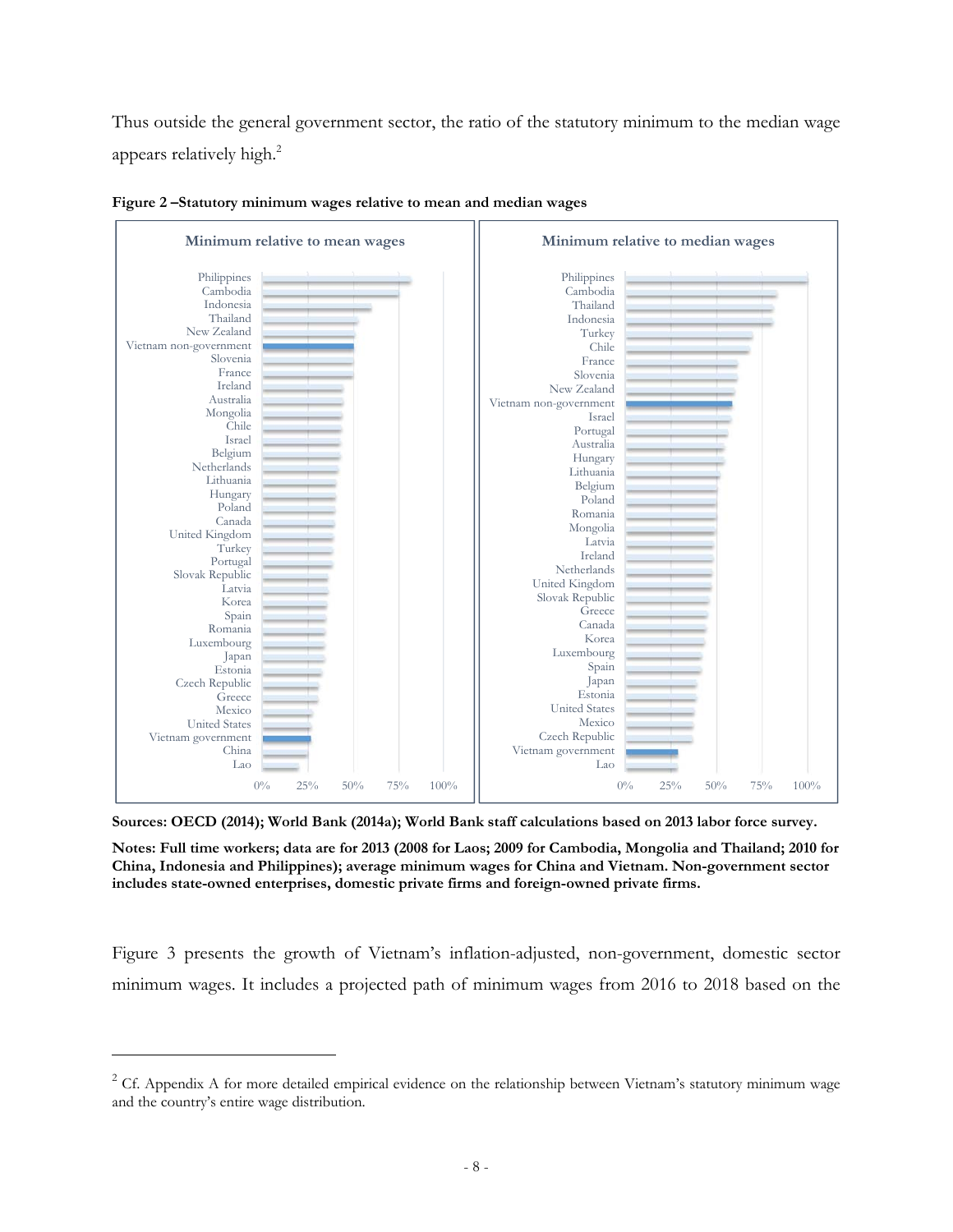Thus outside the general government sector, the ratio of the statutory minimum to the median wage appears relatively high.[2]

**Figure 2 –Statutory minimum wages relative to mean and median wages**

**Sources: OECD (2014); World Bank (2014a); World Bank staff calculations based on 2013 labor force survey.**

**Notes: Full time workers; data are for 2013 (2008 for Laos; 2009 for Cambodia, Mongolia and Thailand; 2010 for China, Indonesia and Philippines); average minimum wages for China and Vietnam. Non-government sector includes state-owned enterprises, domestic private firms and foreign-owned private firms.**

Figure 3 presents the growth of Vietnam's inflation-adjusted, non-government, domestic sector minimum wages. It includes a projected path of minimum wages from 2016 to 2018 based on the

[2] Cf. Appendix A for more detailed empirical evidence on the relationship between Vietnam's statutory minimum wage and the country's entire wage distribution.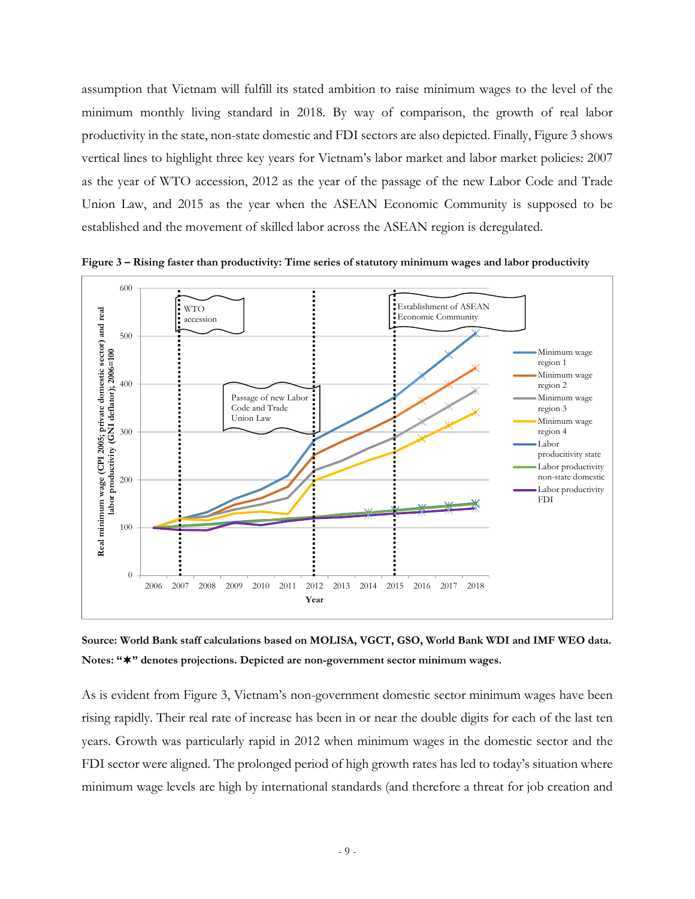assumption that Vietnam will fulfill its stated ambition to raise minimum wages to the level of the minimum monthly living standard in 2018. By way of comparison, the growth of real labor productivity in the state, non-state domestic and FDI sectors are also depicted. Finally, Figure 3 shows vertical lines to highlight three key years for Vietnam's labor market and labor market policies: 2007 as the year of WTO accession, 2012 as the year of the passage of the new Labor Code and Trade Union Law, and 2015 as the year when the ASEAN Economic Community is supposed to be established and the movement of skilled labor across the ASEAN region is deregulated.

**Figure 3 – Rising faster than productivity: Time series of statutory minimum wages and labor productivity**

**Source: World Bank staff calculations based on MOLISA, VGCT, GSO, World Bank WDI and IMF WEO data. Notes: "✶" denotes projections. Depicted are non-government sector minimum wages.**

As is evident from Figure 3, Vietnam's non-government domestic sector minimum wages have been rising rapidly. Their real rate of increase has been in or near the double digits for each of the last ten years. Growth was particularly rapid in 2012 when minimum wages in the domestic sector and the FDI sector were aligned. The prolonged period of high growth rates has led to today's situation where minimum wage levels are high by international standards (and therefore a threat for job creation and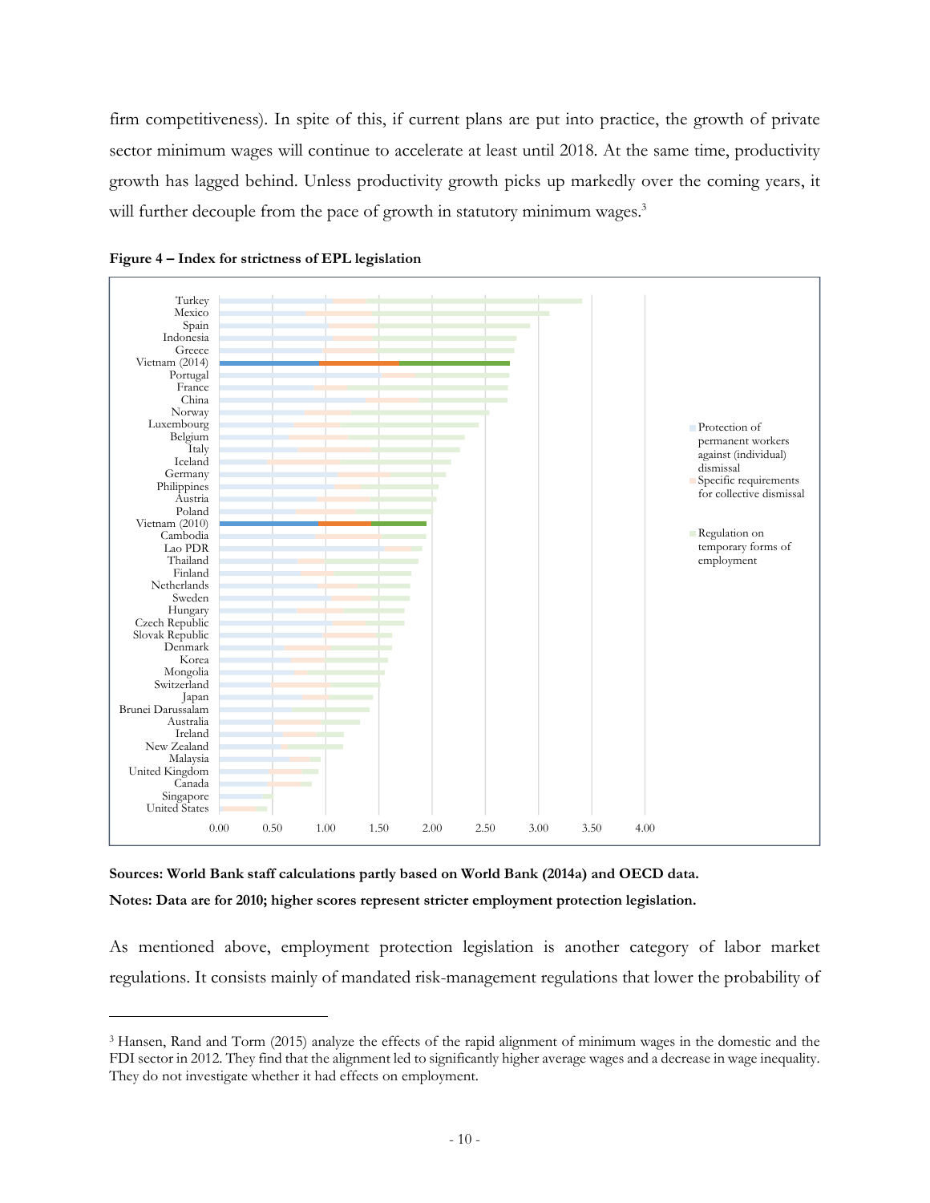firm competitiveness). In spite of this, if current plans are put into practice, the growth of private sector minimum wages will continue to accelerate at least until 2018. At the same time, productivity growth has lagged behind. Unless productivity growth picks up markedly over the coming years, it will further decouple from the pace of growth in statutory minimum wages.[3]

**Figure 4 – Index for strictness of EPL legislation**

**Sources: World Bank staff calculations partly based on World Bank (2014a) and OECD data.**

**Notes: Data are for 2010; higher scores represent stricter employment protection legislation.**

As mentioned above, employment protection legislation is another category of labor market regulations. It consists mainly of mandated risk-management regulations that lower the probability of

---

[3] Hansen, Rand and Torm (2015) analyze the effects of the rapid alignment of minimum wages in the domestic and the FDI sector in 2012. They find that the alignment led to significantly higher average wages and a decrease in wage inequality. They do not investigate whether it had effects on employment.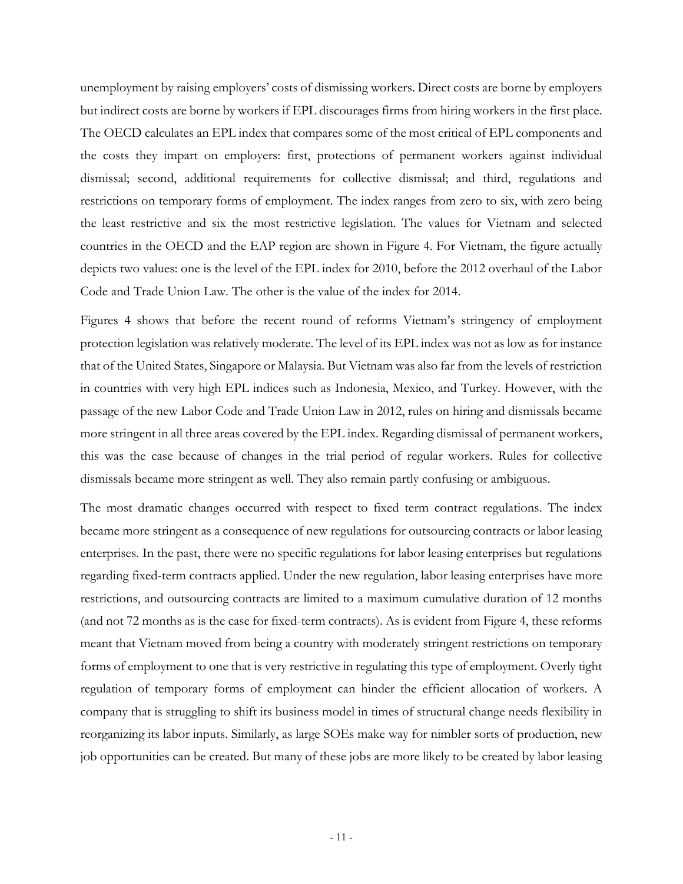unemployment by raising employers' costs of dismissing workers. Direct costs are borne by employers but indirect costs are borne by workers if EPL discourages firms from hiring workers in the first place. The OECD calculates an EPL index that compares some of the most critical of EPL components and the costs they impart on employers: first, protections of permanent workers against individual dismissal; second, additional requirements for collective dismissal; and third, regulations and restrictions on temporary forms of employment. The index ranges from zero to six, with zero being the least restrictive and six the most restrictive legislation. The values for Vietnam and selected countries in the OECD and the EAP region are shown in Figure 4. For Vietnam, the figure actually depicts two values: one is the level of the EPL index for 2010, before the 2012 overhaul of the Labor Code and Trade Union Law. The other is the value of the index for 2014.

Figures 4 shows that before the recent round of reforms Vietnam's stringency of employment protection legislation was relatively moderate. The level of its EPL index was not as low as for instance that of the United States, Singapore or Malaysia. But Vietnam was also far from the levels of restriction in countries with very high EPL indices such as Indonesia, Mexico, and Turkey. However, with the passage of the new Labor Code and Trade Union Law in 2012, rules on hiring and dismissals became more stringent in all three areas covered by the EPL index. Regarding dismissal of permanent workers, this was the case because of changes in the trial period of regular workers. Rules for collective dismissals became more stringent as well. They also remain partly confusing or ambiguous.

The most dramatic changes occurred with respect to fixed term contract regulations. The index became more stringent as a consequence of new regulations for outsourcing contracts or labor leasing enterprises. In the past, there were no specific regulations for labor leasing enterprises but regulations regarding fixed-term contracts applied. Under the new regulation, labor leasing enterprises have more restrictions, and outsourcing contracts are limited to a maximum cumulative duration of 12 months (and not 72 months as is the case for fixed-term contracts). As is evident from Figure 4, these reforms meant that Vietnam moved from being a country with moderately stringent restrictions on temporary forms of employment to one that is very restrictive in regulating this type of employment. Overly tight regulation of temporary forms of employment can hinder the efficient allocation of workers. A company that is struggling to shift its business model in times of structural change needs flexibility in reorganizing its labor inputs. Similarly, as large SOEs make way for nimbler sorts of production, new job opportunities can be created. But many of these jobs are more likely to be created by labor leasing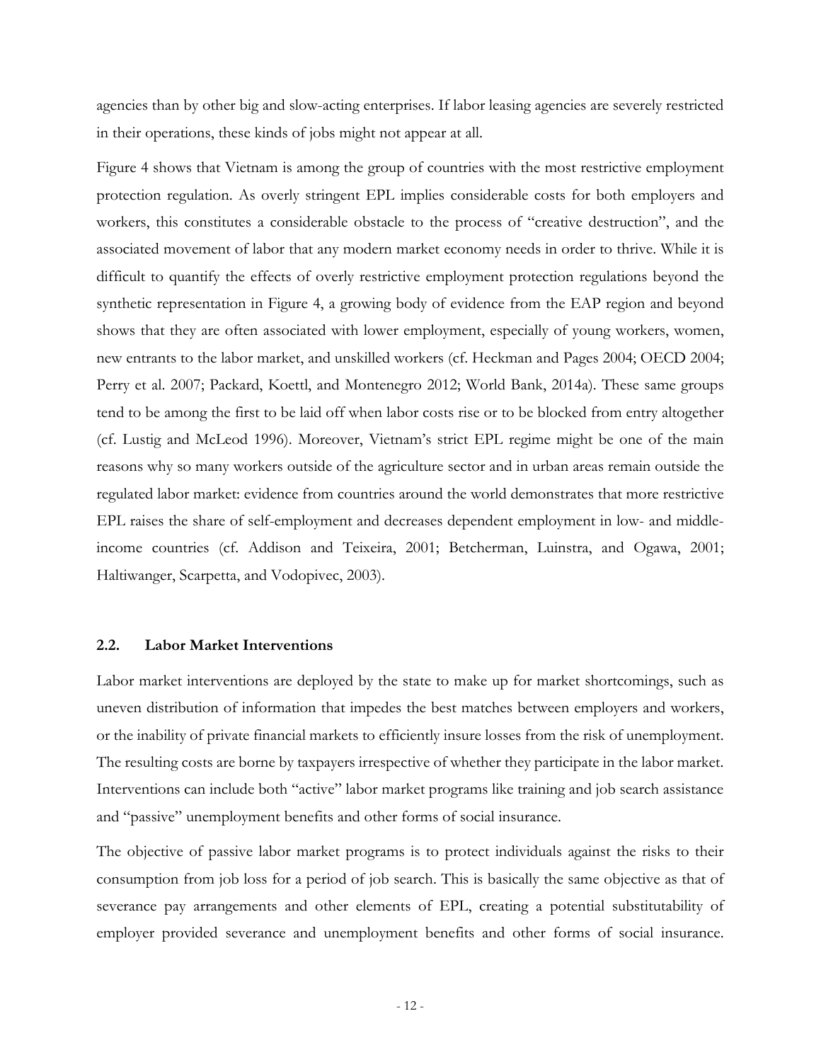agencies than by other big and slow-acting enterprises. If labor leasing agencies are severely restricted in their operations, these kinds of jobs might not appear at all.

Figure 4 shows that Vietnam is among the group of countries with the most restrictive employment protection regulation. As overly stringent EPL implies considerable costs for both employers and workers, this constitutes a considerable obstacle to the process of "creative destruction", and the associated movement of labor that any modern market economy needs in order to thrive. While it is difficult to quantify the effects of overly restrictive employment protection regulations beyond the synthetic representation in Figure 4, a growing body of evidence from the EAP region and beyond shows that they are often associated with lower employment, especially of young workers, women, new entrants to the labor market, and unskilled workers (cf. Heckman and Pages 2004; OECD 2004; Perry et al. 2007; Packard, Koettl, and Montenegro 2012; World Bank, 2014a). These same groups tend to be among the first to be laid off when labor costs rise or to be blocked from entry altogether (cf. Lustig and McLeod 1996). Moreover, Vietnam's strict EPL regime might be one of the main reasons why so many workers outside of the agriculture sector and in urban areas remain outside the regulated labor market: evidence from countries around the world demonstrates that more restrictive EPL raises the share of self-employment and decreases dependent employment in low- and middle-income countries (cf. Addison and Teixeira, 2001; Betcherman, Luinstra, and Ogawa, 2001; Haltiwanger, Scarpetta, and Vodopivec, 2003).

### 2.2. Labor Market Interventions

Labor market interventions are deployed by the state to make up for market shortcomings, such as uneven distribution of information that impedes the best matches between employers and workers, or the inability of private financial markets to efficiently insure losses from the risk of unemployment. The resulting costs are borne by taxpayers irrespective of whether they participate in the labor market. Interventions can include both "active" labor market programs like training and job search assistance and "passive" unemployment benefits and other forms of social insurance.

The objective of passive labor market programs is to protect individuals against the risks to their consumption from job loss for a period of job search. This is basically the same objective as that of severance pay arrangements and other elements of EPL, creating a potential substitutability of employer provided severance and unemployment benefits and other forms of social insurance.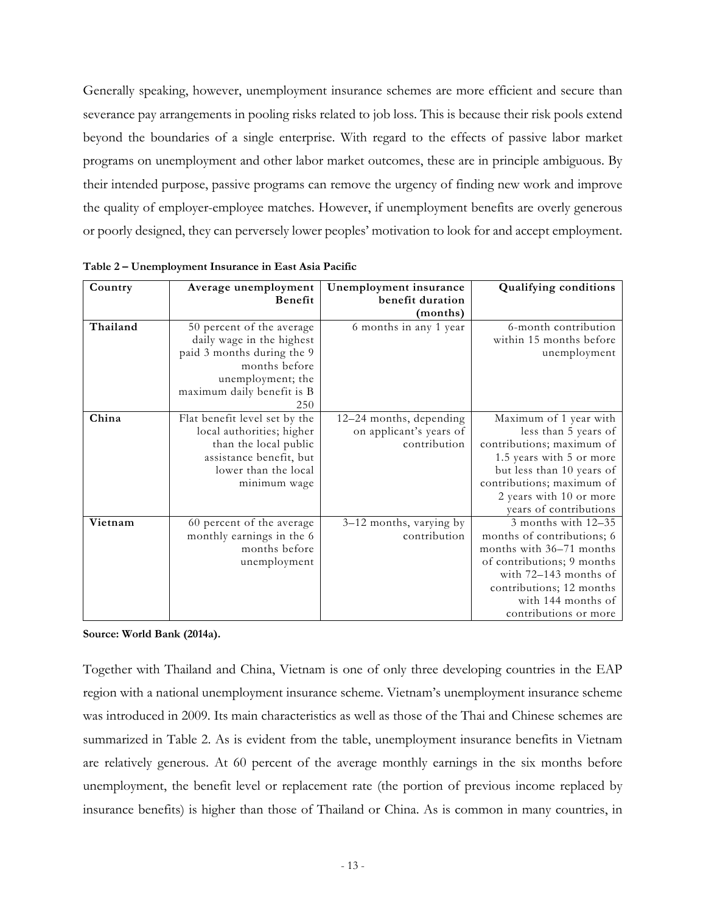Generally speaking, however, unemployment insurance schemes are more efficient and secure than severance pay arrangements in pooling risks related to job loss. This is because their risk pools extend beyond the boundaries of a single enterprise. With regard to the effects of passive labor market programs on unemployment and other labor market outcomes, these are in principle ambiguous. By their intended purpose, passive programs can remove the urgency of finding new work and improve the quality of employer-employee matches. However, if unemployment benefits are overly generous or poorly designed, they can perversely lower peoples' motivation to look for and accept employment.

**Table 2 – Unemployment Insurance in East Asia Pacific**

| Country | Average unemployment Benefit | Unemployment insurance benefit duration (months) | Qualifying conditions |
|---|---|---|---|
| **Thailand** | 50 percent of the average daily wage in the highest paid 3 months during the 9 months before unemployment; the maximum daily benefit is B 250 | 6 months in any 1 year | 6-month contribution within 15 months before unemployment |
| **China** | Flat benefit level set by the local authorities; higher than the local public assistance benefit, but lower than the local minimum wage | 12–24 months, depending on applicant's years of contribution | Maximum of 1 year with less than 5 years of contributions; maximum of 1.5 years with 5 or more but less than 10 years of contributions; maximum of 2 years with 10 or more years of contributions |
| **Vietnam** | 60 percent of the average monthly earnings in the 6 months before unemployment | 3–12 months, varying by contribution | 3 months with 12–35 months of contributions; 6 months with 36–71 months of contributions; 9 months with 72–143 months of contributions; 12 months with 144 months of contributions or more |

**Source: World Bank (2014a).**

Together with Thailand and China, Vietnam is one of only three developing countries in the EAP region with a national unemployment insurance scheme. Vietnam's unemployment insurance scheme was introduced in 2009. Its main characteristics as well as those of the Thai and Chinese schemes are summarized in Table 2. As is evident from the table, unemployment insurance benefits in Vietnam are relatively generous. At 60 percent of the average monthly earnings in the six months before unemployment, the benefit level or replacement rate (the portion of previous income replaced by insurance benefits) is higher than those of Thailand or China. As is common in many countries, in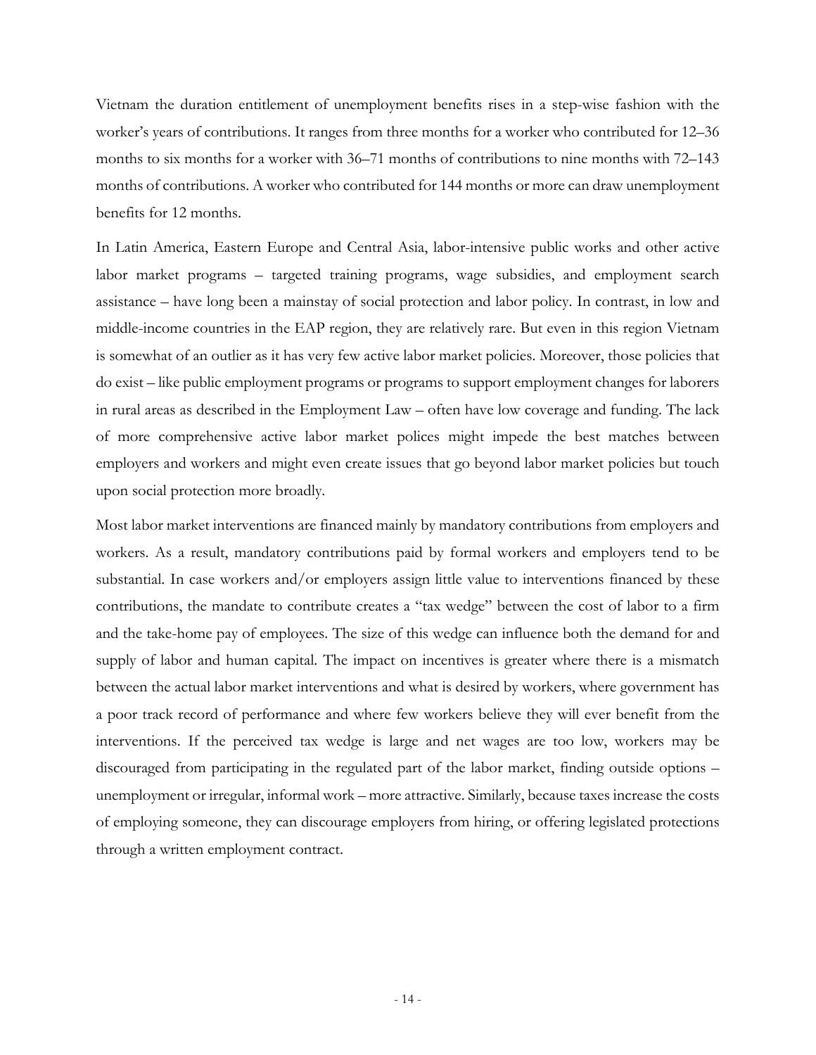Vietnam the duration entitlement of unemployment benefits rises in a step-wise fashion with the worker's years of contributions. It ranges from three months for a worker who contributed for 12–36 months to six months for a worker with 36–71 months of contributions to nine months with 72–143 months of contributions. A worker who contributed for 144 months or more can draw unemployment benefits for 12 months.

In Latin America, Eastern Europe and Central Asia, labor-intensive public works and other active labor market programs – targeted training programs, wage subsidies, and employment search assistance – have long been a mainstay of social protection and labor policy. In contrast, in low and middle-income countries in the EAP region, they are relatively rare. But even in this region Vietnam is somewhat of an outlier as it has very few active labor market policies. Moreover, those policies that do exist – like public employment programs or programs to support employment changes for laborers in rural areas as described in the Employment Law – often have low coverage and funding. The lack of more comprehensive active labor market polices might impede the best matches between employers and workers and might even create issues that go beyond labor market policies but touch upon social protection more broadly.

Most labor market interventions are financed mainly by mandatory contributions from employers and workers. As a result, mandatory contributions paid by formal workers and employers tend to be substantial. In case workers and/or employers assign little value to interventions financed by these contributions, the mandate to contribute creates a "tax wedge" between the cost of labor to a firm and the take-home pay of employees. The size of this wedge can influence both the demand for and supply of labor and human capital. The impact on incentives is greater where there is a mismatch between the actual labor market interventions and what is desired by workers, where government has a poor track record of performance and where few workers believe they will ever benefit from the interventions. If the perceived tax wedge is large and net wages are too low, workers may be discouraged from participating in the regulated part of the labor market, finding outside options – unemployment or irregular, informal work – more attractive. Similarly, because taxes increase the costs of employing someone, they can discourage employers from hiring, or offering legislated protections through a written employment contract.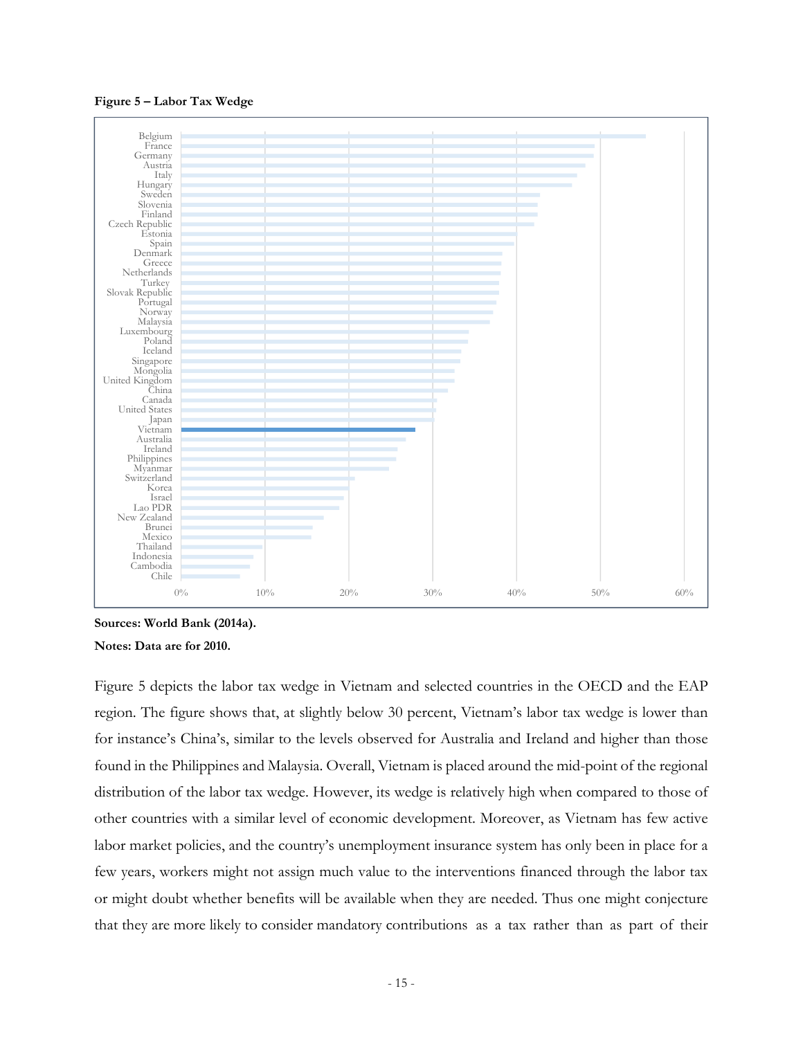**Figure 5 – Labor Tax Wedge**

**Sources: World Bank (2014a).**

**Notes: Data are for 2010.**

Figure 5 depicts the labor tax wedge in Vietnam and selected countries in the OECD and the EAP region. The figure shows that, at slightly below 30 percent, Vietnam's labor tax wedge is lower than for instance's China's, similar to the levels observed for Australia and Ireland and higher than those found in the Philippines and Malaysia. Overall, Vietnam is placed around the mid-point of the regional distribution of the labor tax wedge. However, its wedge is relatively high when compared to those of other countries with a similar level of economic development. Moreover, as Vietnam has few active labor market policies, and the country's unemployment insurance system has only been in place for a few years, workers might not assign much value to the interventions financed through the labor tax or might doubt whether benefits will be available when they are needed. Thus one might conjecture that they are more likely to consider mandatory contributions as a tax rather than as part of their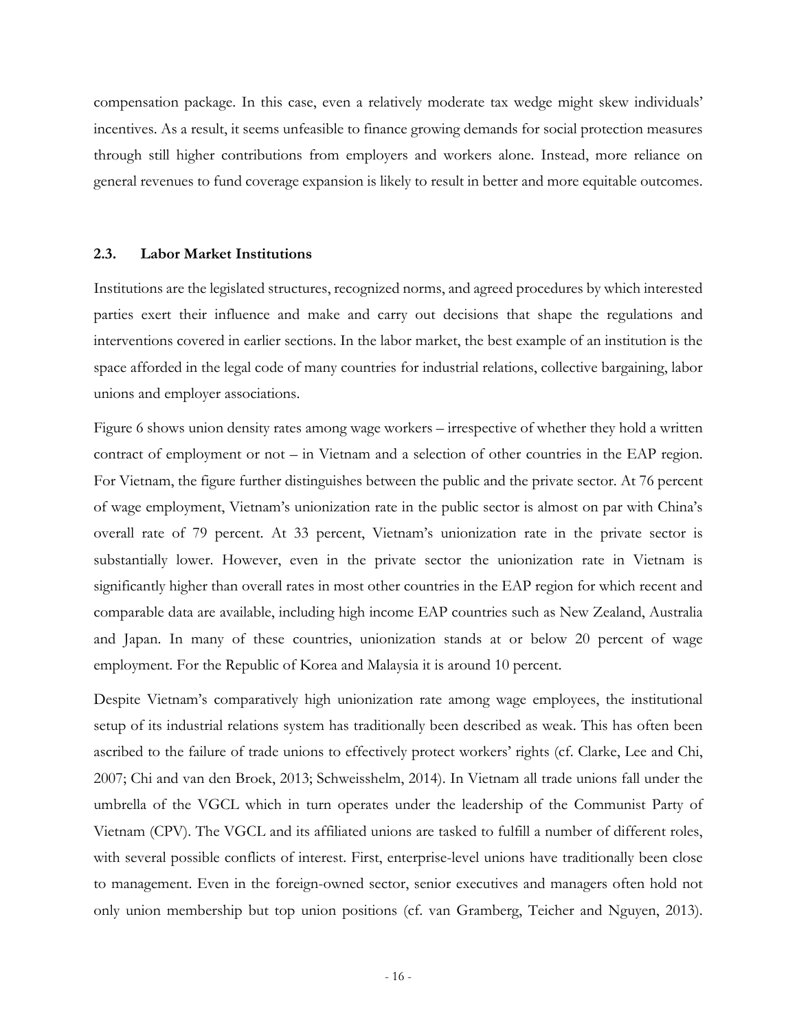compensation package. In this case, even a relatively moderate tax wedge might skew individuals' incentives. As a result, it seems unfeasible to finance growing demands for social protection measures through still higher contributions from employers and workers alone. Instead, more reliance on general revenues to fund coverage expansion is likely to result in better and more equitable outcomes.

### 2.3. Labor Market Institutions

Institutions are the legislated structures, recognized norms, and agreed procedures by which interested parties exert their influence and make and carry out decisions that shape the regulations and interventions covered in earlier sections. In the labor market, the best example of an institution is the space afforded in the legal code of many countries for industrial relations, collective bargaining, labor unions and employer associations.

Figure 6 shows union density rates among wage workers – irrespective of whether they hold a written contract of employment or not – in Vietnam and a selection of other countries in the EAP region. For Vietnam, the figure further distinguishes between the public and the private sector. At 76 percent of wage employment, Vietnam's unionization rate in the public sector is almost on par with China's overall rate of 79 percent. At 33 percent, Vietnam's unionization rate in the private sector is substantially lower. However, even in the private sector the unionization rate in Vietnam is significantly higher than overall rates in most other countries in the EAP region for which recent and comparable data are available, including high income EAP countries such as New Zealand, Australia and Japan. In many of these countries, unionization stands at or below 20 percent of wage employment. For the Republic of Korea and Malaysia it is around 10 percent.

Despite Vietnam's comparatively high unionization rate among wage employees, the institutional setup of its industrial relations system has traditionally been described as weak. This has often been ascribed to the failure of trade unions to effectively protect workers' rights (cf. Clarke, Lee and Chi, 2007; Chi and van den Broek, 2013; Schweisshelm, 2014). In Vietnam all trade unions fall under the umbrella of the VGCL which in turn operates under the leadership of the Communist Party of Vietnam (CPV). The VGCL and its affiliated unions are tasked to fulfill a number of different roles, with several possible conflicts of interest. First, enterprise-level unions have traditionally been close to management. Even in the foreign-owned sector, senior executives and managers often hold not only union membership but top union positions (cf. van Gramberg, Teicher and Nguyen, 2013).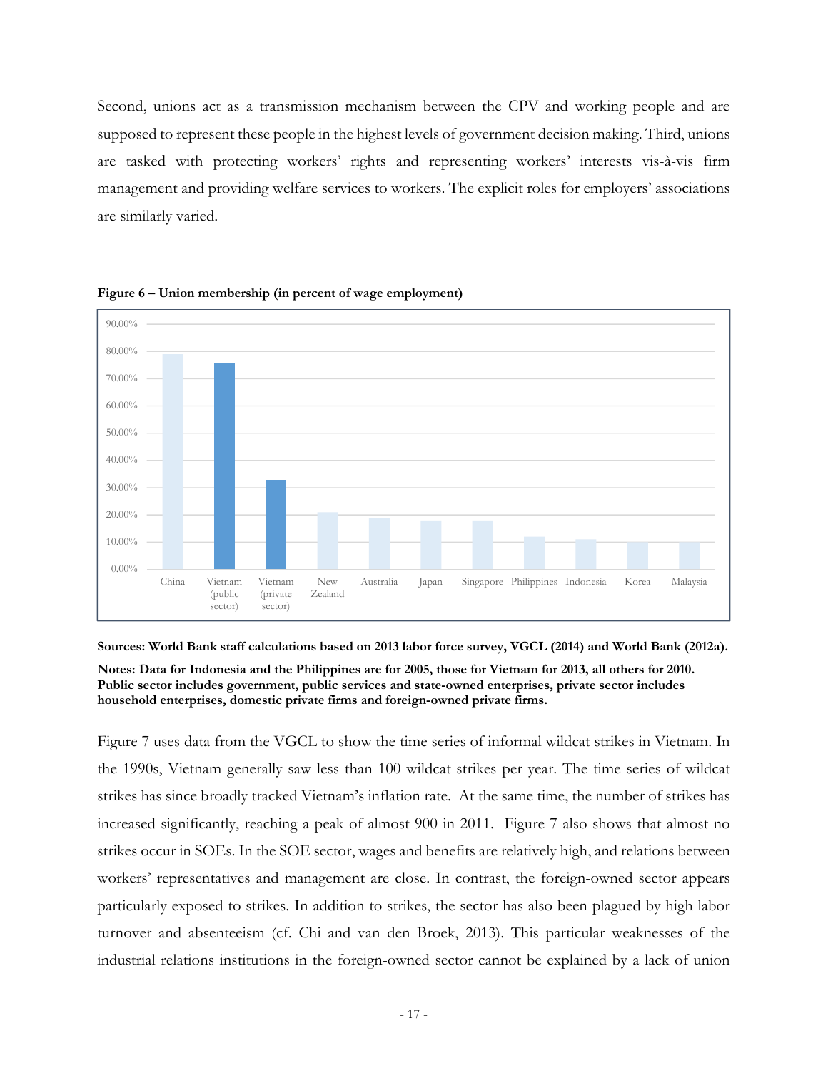Second, unions act as a transmission mechanism between the CPV and working people and are supposed to represent these people in the highest levels of government decision making. Third, unions are tasked with protecting workers' rights and representing workers' interests vis-à-vis firm management and providing welfare services to workers. The explicit roles for employers' associations are similarly varied.

**Figure 6 – Union membership (in percent of wage employment)**

**Sources: World Bank staff calculations based on 2013 labor force survey, VGCL (2014) and World Bank (2012a).**

**Notes: Data for Indonesia and the Philippines are for 2005, those for Vietnam for 2013, all others for 2010. Public sector includes government, public services and state-owned enterprises, private sector includes household enterprises, domestic private firms and foreign-owned private firms.**

Figure 7 uses data from the VGCL to show the time series of informal wildcat strikes in Vietnam. In the 1990s, Vietnam generally saw less than 100 wildcat strikes per year. The time series of wildcat strikes has since broadly tracked Vietnam's inflation rate. At the same time, the number of strikes has increased significantly, reaching a peak of almost 900 in 2011. Figure 7 also shows that almost no strikes occur in SOEs. In the SOE sector, wages and benefits are relatively high, and relations between workers' representatives and management are close. In contrast, the foreign-owned sector appears particularly exposed to strikes. In addition to strikes, the sector has also been plagued by high labor turnover and absenteeism (cf. Chi and van den Broek, 2013). This particular weaknesses of the industrial relations institutions in the foreign-owned sector cannot be explained by a lack of union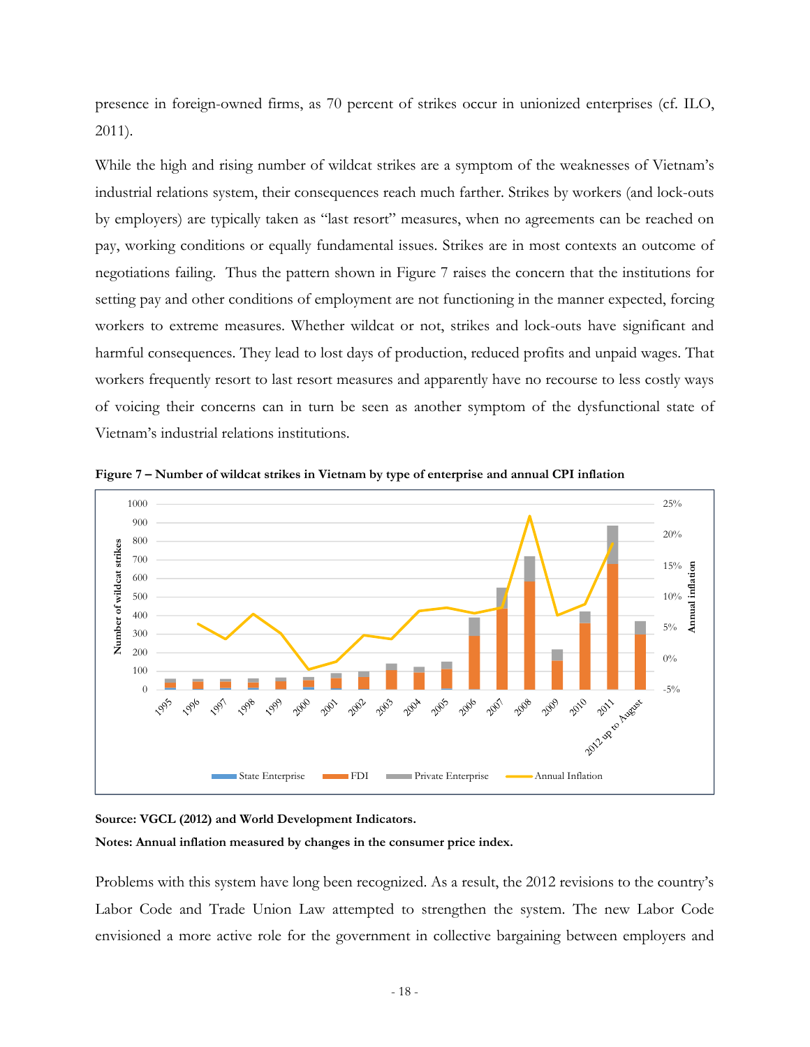presence in foreign-owned firms, as 70 percent of strikes occur in unionized enterprises (cf. ILO, 2011).

While the high and rising number of wildcat strikes are a symptom of the weaknesses of Vietnam's industrial relations system, their consequences reach much farther. Strikes by workers (and lock-outs by employers) are typically taken as "last resort" measures, when no agreements can be reached on pay, working conditions or equally fundamental issues. Strikes are in most contexts an outcome of negotiations failing. Thus the pattern shown in Figure 7 raises the concern that the institutions for setting pay and other conditions of employment are not functioning in the manner expected, forcing workers to extreme measures. Whether wildcat or not, strikes and lock-outs have significant and harmful consequences. They lead to lost days of production, reduced profits and unpaid wages. That workers frequently resort to last resort measures and apparently have no recourse to less costly ways of voicing their concerns can in turn be seen as another symptom of the dysfunctional state of Vietnam's industrial relations institutions.

**Figure 7 – Number of wildcat strikes in Vietnam by type of enterprise and annual CPI inflation**

**Source: VGCL (2012) and World Development Indicators.**

**Notes: Annual inflation measured by changes in the consumer price index.**

Problems with this system have long been recognized. As a result, the 2012 revisions to the country's Labor Code and Trade Union Law attempted to strengthen the system. The new Labor Code envisioned a more active role for the government in collective bargaining between employers and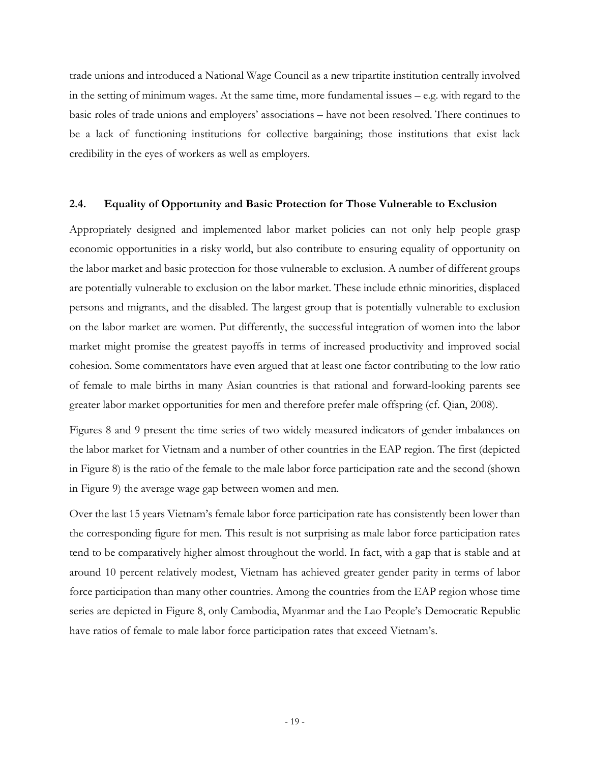trade unions and introduced a National Wage Council as a new tripartite institution centrally involved in the setting of minimum wages. At the same time, more fundamental issues – e.g. with regard to the basic roles of trade unions and employers' associations – have not been resolved. There continues to be a lack of functioning institutions for collective bargaining; those institutions that exist lack credibility in the eyes of workers as well as employers.

### 2.4. Equality of Opportunity and Basic Protection for Those Vulnerable to Exclusion

Appropriately designed and implemented labor market policies can not only help people grasp economic opportunities in a risky world, but also contribute to ensuring equality of opportunity on the labor market and basic protection for those vulnerable to exclusion. A number of different groups are potentially vulnerable to exclusion on the labor market. These include ethnic minorities, displaced persons and migrants, and the disabled. The largest group that is potentially vulnerable to exclusion on the labor market are women. Put differently, the successful integration of women into the labor market might promise the greatest payoffs in terms of increased productivity and improved social cohesion. Some commentators have even argued that at least one factor contributing to the low ratio of female to male births in many Asian countries is that rational and forward-looking parents see greater labor market opportunities for men and therefore prefer male offspring (cf. Qian, 2008).

Figures 8 and 9 present the time series of two widely measured indicators of gender imbalances on the labor market for Vietnam and a number of other countries in the EAP region. The first (depicted in Figure 8) is the ratio of the female to the male labor force participation rate and the second (shown in Figure 9) the average wage gap between women and men.

Over the last 15 years Vietnam's female labor force participation rate has consistently been lower than the corresponding figure for men. This result is not surprising as male labor force participation rates tend to be comparatively higher almost throughout the world. In fact, with a gap that is stable and at around 10 percent relatively modest, Vietnam has achieved greater gender parity in terms of labor force participation than many other countries. Among the countries from the EAP region whose time series are depicted in Figure 8, only Cambodia, Myanmar and the Lao People's Democratic Republic have ratios of female to male labor force participation rates that exceed Vietnam's.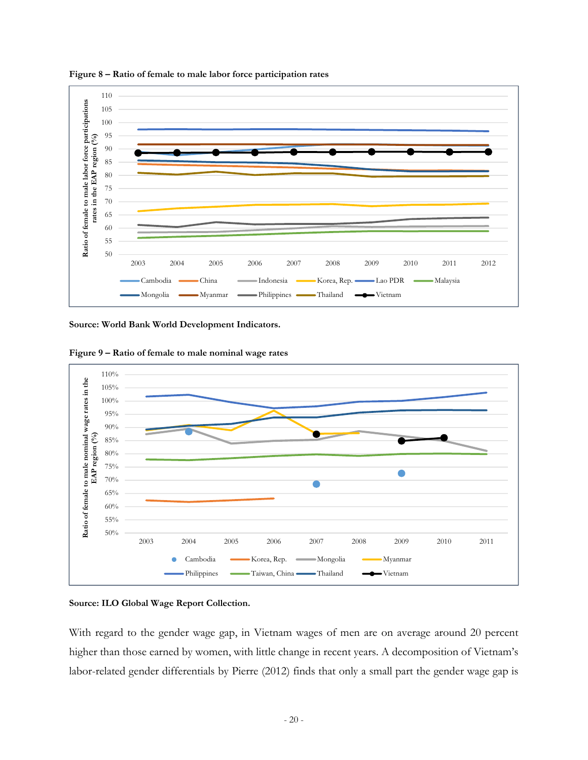**Figure 8 – Ratio of female to male labor force participation rates**

**Source: World Bank World Development Indicators.**

**Figure 9 – Ratio of female to male nominal wage rates**

**Source: ILO Global Wage Report Collection.**

With regard to the gender wage gap, in Vietnam wages of men are on average around 20 percent higher than those earned by women, with little change in recent years. A decomposition of Vietnam's labor-related gender differentials by Pierre (2012) finds that only a small part the gender wage gap is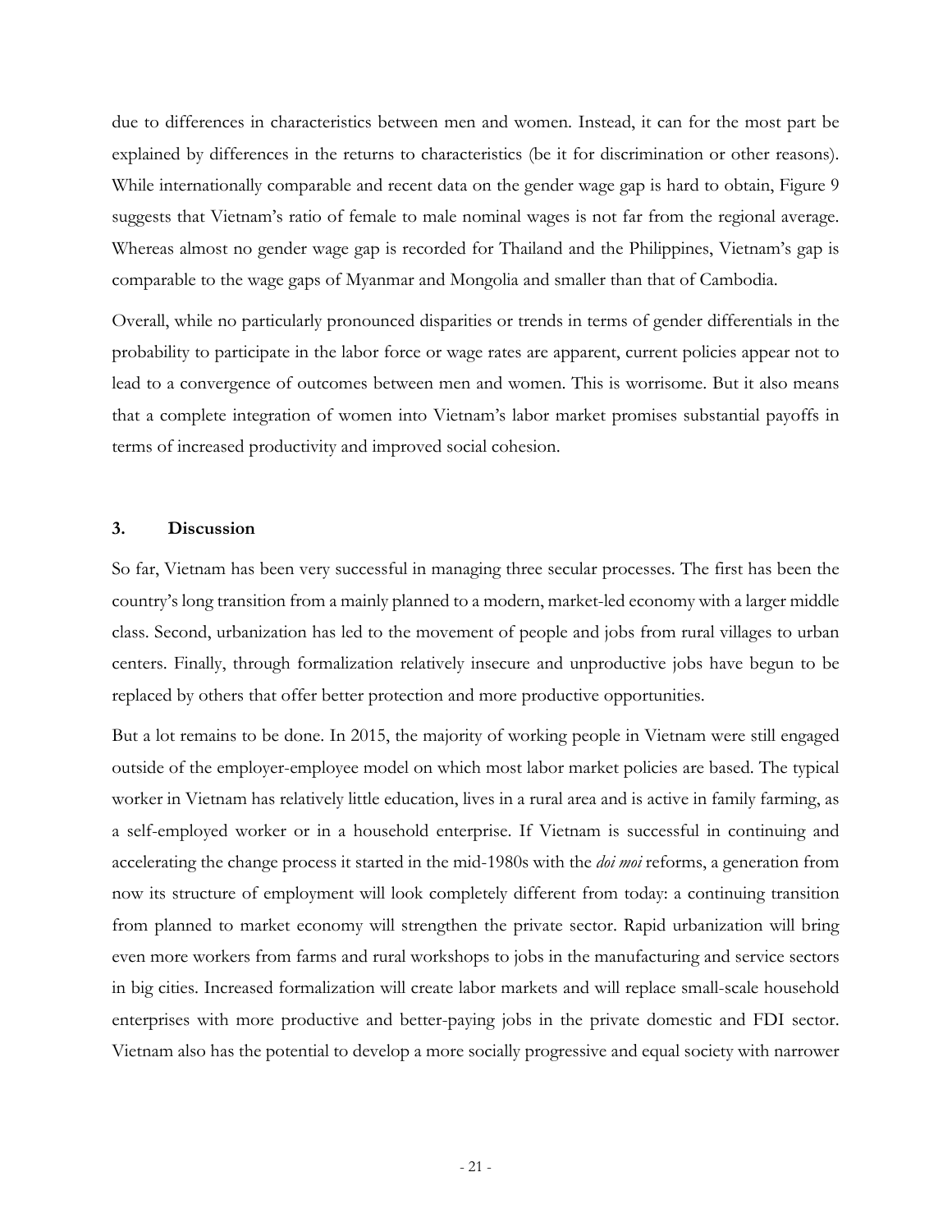due to differences in characteristics between men and women. Instead, it can for the most part be explained by differences in the returns to characteristics (be it for discrimination or other reasons). While internationally comparable and recent data on the gender wage gap is hard to obtain, Figure 9 suggests that Vietnam's ratio of female to male nominal wages is not far from the regional average. Whereas almost no gender wage gap is recorded for Thailand and the Philippines, Vietnam's gap is comparable to the wage gaps of Myanmar and Mongolia and smaller than that of Cambodia.

Overall, while no particularly pronounced disparities or trends in terms of gender differentials in the probability to participate in the labor force or wage rates are apparent, current policies appear not to lead to a convergence of outcomes between men and women. This is worrisome. But it also means that a complete integration of women into Vietnam's labor market promises substantial payoffs in terms of increased productivity and improved social cohesion.

## 3. Discussion

So far, Vietnam has been very successful in managing three secular processes. The first has been the country's long transition from a mainly planned to a modern, market-led economy with a larger middle class. Second, urbanization has led to the movement of people and jobs from rural villages to urban centers. Finally, through formalization relatively insecure and unproductive jobs have begun to be replaced by others that offer better protection and more productive opportunities.

But a lot remains to be done. In 2015, the majority of working people in Vietnam were still engaged outside of the employer-employee model on which most labor market policies are based. The typical worker in Vietnam has relatively little education, lives in a rural area and is active in family farming, as a self-employed worker or in a household enterprise. If Vietnam is successful in continuing and accelerating the change process it started in the mid-1980s with the *doi moi* reforms, a generation from now its structure of employment will look completely different from today: a continuing transition from planned to market economy will strengthen the private sector. Rapid urbanization will bring even more workers from farms and rural workshops to jobs in the manufacturing and service sectors in big cities. Increased formalization will create labor markets and will replace small-scale household enterprises with more productive and better-paying jobs in the private domestic and FDI sector. Vietnam also has the potential to develop a more socially progressive and equal society with narrower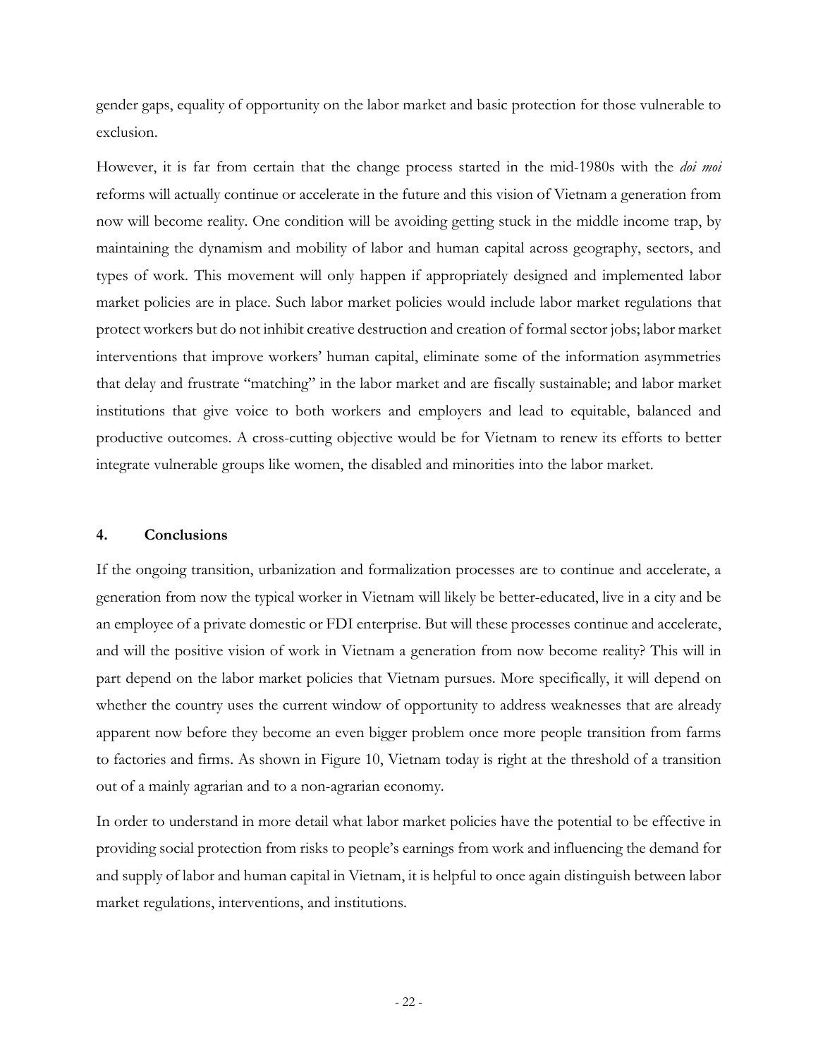gender gaps, equality of opportunity on the labor market and basic protection for those vulnerable to exclusion.

However, it is far from certain that the change process started in the mid-1980s with the *doi moi* reforms will actually continue or accelerate in the future and this vision of Vietnam a generation from now will become reality. One condition will be avoiding getting stuck in the middle income trap, by maintaining the dynamism and mobility of labor and human capital across geography, sectors, and types of work. This movement will only happen if appropriately designed and implemented labor market policies are in place. Such labor market policies would include labor market regulations that protect workers but do not inhibit creative destruction and creation of formal sector jobs; labor market interventions that improve workers' human capital, eliminate some of the information asymmetries that delay and frustrate "matching" in the labor market and are fiscally sustainable; and labor market institutions that give voice to both workers and employers and lead to equitable, balanced and productive outcomes. A cross-cutting objective would be for Vietnam to renew its efforts to better integrate vulnerable groups like women, the disabled and minorities into the labor market.

## 4. Conclusions

If the ongoing transition, urbanization and formalization processes are to continue and accelerate, a generation from now the typical worker in Vietnam will likely be better-educated, live in a city and be an employee of a private domestic or FDI enterprise. But will these processes continue and accelerate, and will the positive vision of work in Vietnam a generation from now become reality? This will in part depend on the labor market policies that Vietnam pursues. More specifically, it will depend on whether the country uses the current window of opportunity to address weaknesses that are already apparent now before they become an even bigger problem once more people transition from farms to factories and firms. As shown in Figure 10, Vietnam today is right at the threshold of a transition out of a mainly agrarian and to a non-agrarian economy.

In order to understand in more detail what labor market policies have the potential to be effective in providing social protection from risks to people's earnings from work and influencing the demand for and supply of labor and human capital in Vietnam, it is helpful to once again distinguish between labor market regulations, interventions, and institutions.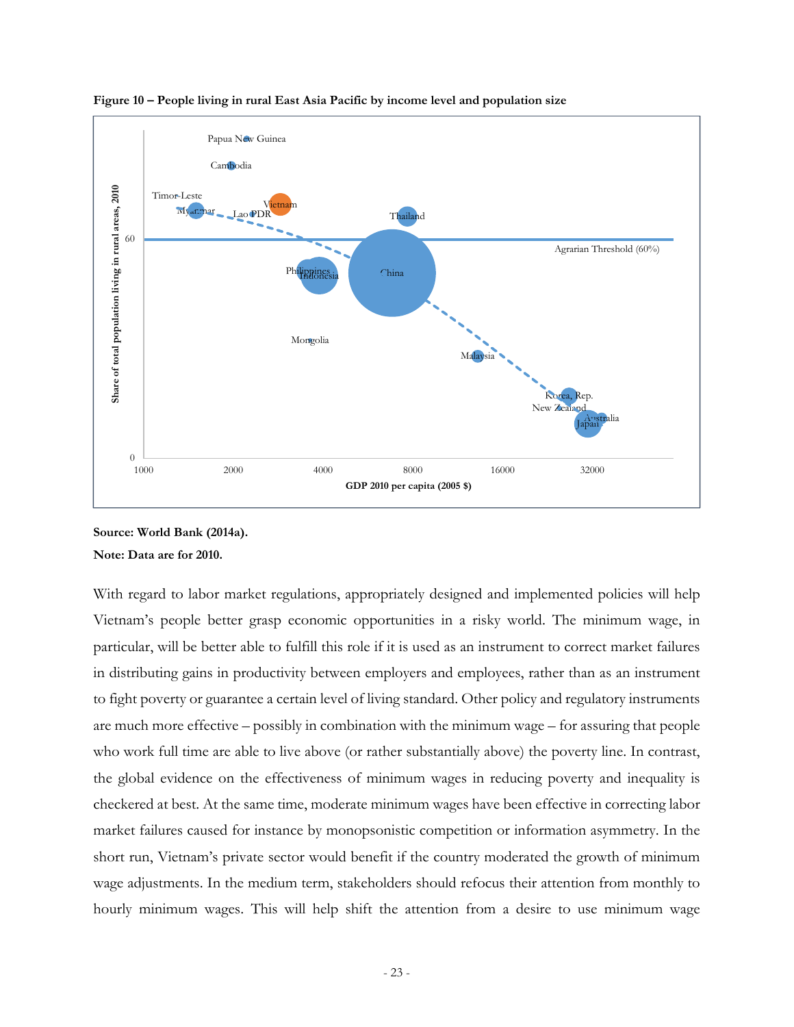**Figure 10 – People living in rural East Asia Pacific by income level and population size**

**Source: World Bank (2014a).**

**Note: Data are for 2010.**

With regard to labor market regulations, appropriately designed and implemented policies will help Vietnam's people better grasp economic opportunities in a risky world. The minimum wage, in particular, will be better able to fulfill this role if it is used as an instrument to correct market failures in distributing gains in productivity between employers and employees, rather than as an instrument to fight poverty or guarantee a certain level of living standard. Other policy and regulatory instruments are much more effective – possibly in combination with the minimum wage – for assuring that people who work full time are able to live above (or rather substantially above) the poverty line. In contrast, the global evidence on the effectiveness of minimum wages in reducing poverty and inequality is checkered at best. At the same time, moderate minimum wages have been effective in correcting labor market failures caused for instance by monopsonistic competition or information asymmetry. In the short run, Vietnam's private sector would benefit if the country moderated the growth of minimum wage adjustments. In the medium term, stakeholders should refocus their attention from monthly to hourly minimum wages. This will help shift the attention from a desire to use minimum wage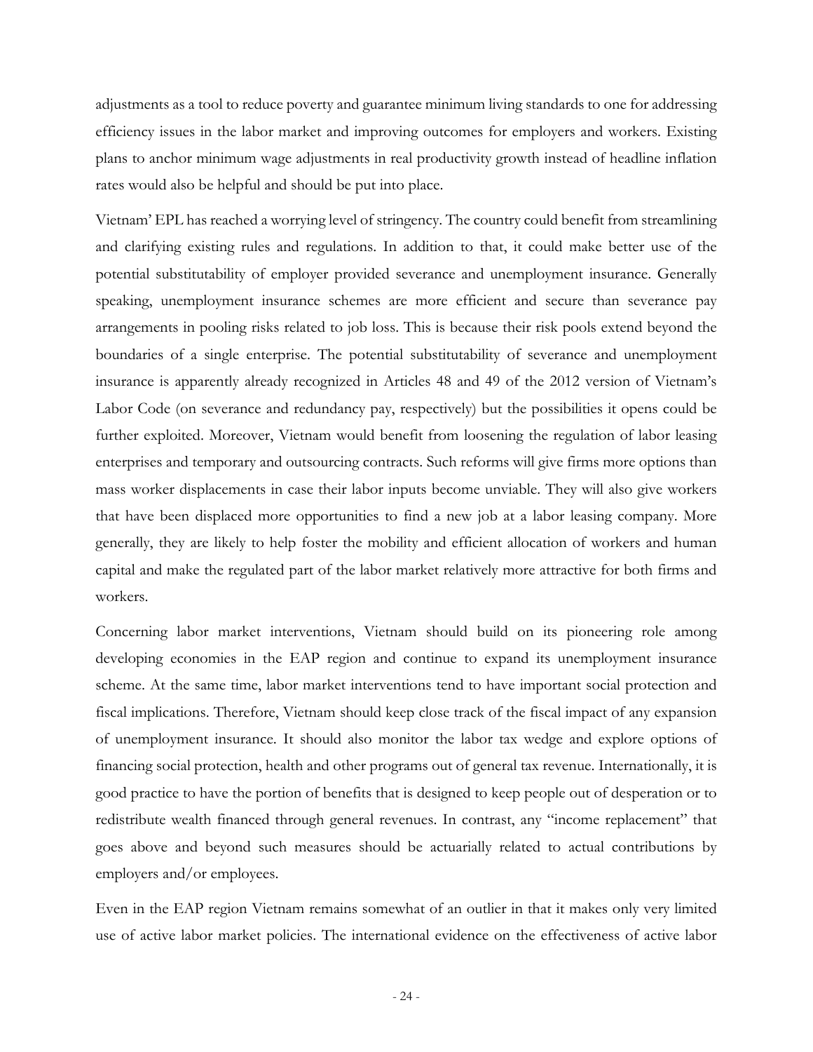adjustments as a tool to reduce poverty and guarantee minimum living standards to one for addressing efficiency issues in the labor market and improving outcomes for employers and workers. Existing plans to anchor minimum wage adjustments in real productivity growth instead of headline inflation rates would also be helpful and should be put into place.

Vietnam' EPL has reached a worrying level of stringency. The country could benefit from streamlining and clarifying existing rules and regulations. In addition to that, it could make better use of the potential substitutability of employer provided severance and unemployment insurance. Generally speaking, unemployment insurance schemes are more efficient and secure than severance pay arrangements in pooling risks related to job loss. This is because their risk pools extend beyond the boundaries of a single enterprise. The potential substitutability of severance and unemployment insurance is apparently already recognized in Articles 48 and 49 of the 2012 version of Vietnam's Labor Code (on severance and redundancy pay, respectively) but the possibilities it opens could be further exploited. Moreover, Vietnam would benefit from loosening the regulation of labor leasing enterprises and temporary and outsourcing contracts. Such reforms will give firms more options than mass worker displacements in case their labor inputs become unviable. They will also give workers that have been displaced more opportunities to find a new job at a labor leasing company. More generally, they are likely to help foster the mobility and efficient allocation of workers and human capital and make the regulated part of the labor market relatively more attractive for both firms and workers.

Concerning labor market interventions, Vietnam should build on its pioneering role among developing economies in the EAP region and continue to expand its unemployment insurance scheme. At the same time, labor market interventions tend to have important social protection and fiscal implications. Therefore, Vietnam should keep close track of the fiscal impact of any expansion of unemployment insurance. It should also monitor the labor tax wedge and explore options of financing social protection, health and other programs out of general tax revenue. Internationally, it is good practice to have the portion of benefits that is designed to keep people out of desperation or to redistribute wealth financed through general revenues. In contrast, any "income replacement" that goes above and beyond such measures should be actuarially related to actual contributions by employers and/or employees.

Even in the EAP region Vietnam remains somewhat of an outlier in that it makes only very limited use of active labor market policies. The international evidence on the effectiveness of active labor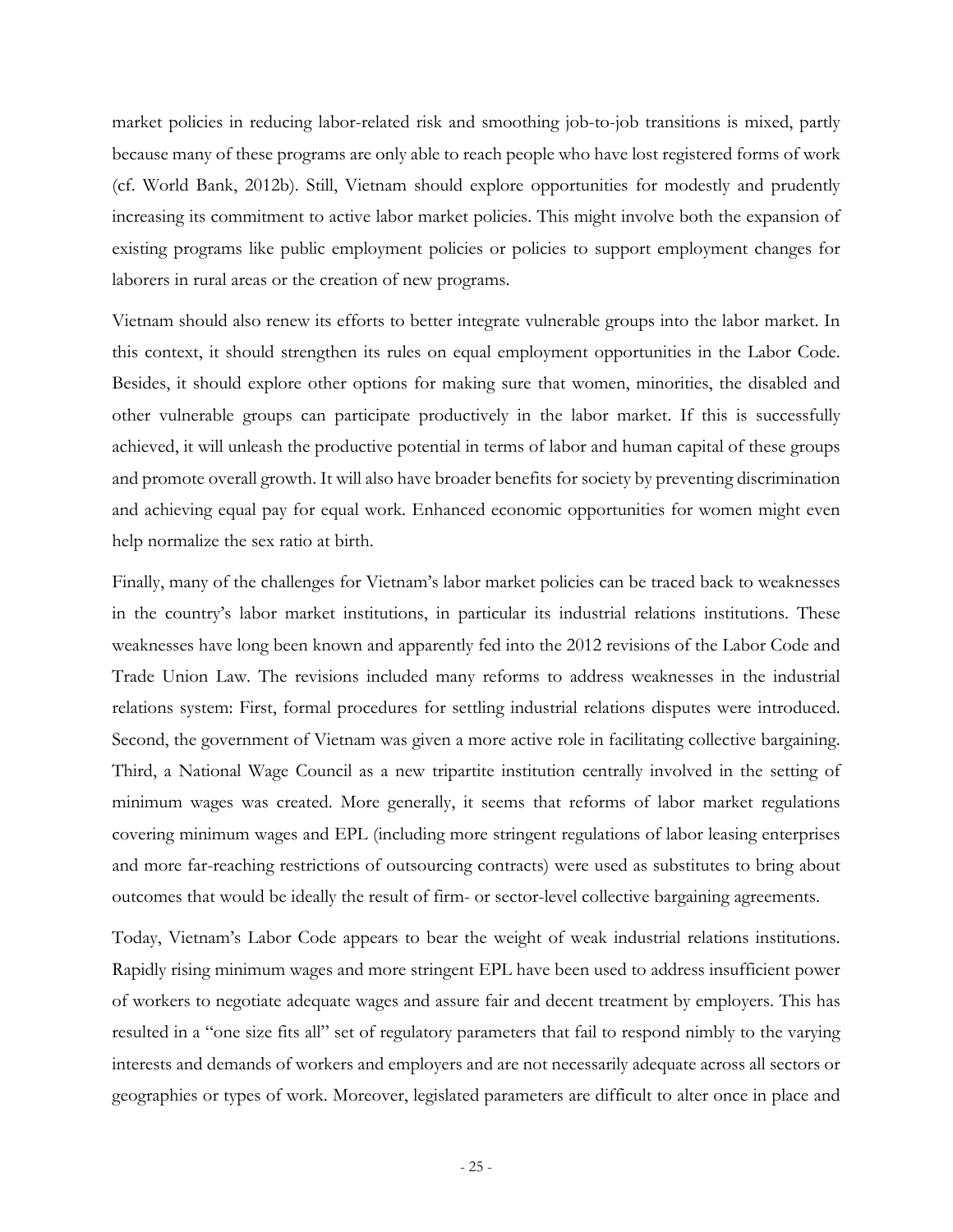market policies in reducing labor-related risk and smoothing job-to-job transitions is mixed, partly because many of these programs are only able to reach people who have lost registered forms of work (cf. World Bank, 2012b). Still, Vietnam should explore opportunities for modestly and prudently increasing its commitment to active labor market policies. This might involve both the expansion of existing programs like public employment policies or policies to support employment changes for laborers in rural areas or the creation of new programs.

Vietnam should also renew its efforts to better integrate vulnerable groups into the labor market. In this context, it should strengthen its rules on equal employment opportunities in the Labor Code. Besides, it should explore other options for making sure that women, minorities, the disabled and other vulnerable groups can participate productively in the labor market. If this is successfully achieved, it will unleash the productive potential in terms of labor and human capital of these groups and promote overall growth. It will also have broader benefits for society by preventing discrimination and achieving equal pay for equal work. Enhanced economic opportunities for women might even help normalize the sex ratio at birth.

Finally, many of the challenges for Vietnam's labor market policies can be traced back to weaknesses in the country's labor market institutions, in particular its industrial relations institutions. These weaknesses have long been known and apparently fed into the 2012 revisions of the Labor Code and Trade Union Law. The revisions included many reforms to address weaknesses in the industrial relations system: First, formal procedures for settling industrial relations disputes were introduced. Second, the government of Vietnam was given a more active role in facilitating collective bargaining. Third, a National Wage Council as a new tripartite institution centrally involved in the setting of minimum wages was created. More generally, it seems that reforms of labor market regulations covering minimum wages and EPL (including more stringent regulations of labor leasing enterprises and more far-reaching restrictions of outsourcing contracts) were used as substitutes to bring about outcomes that would be ideally the result of firm- or sector-level collective bargaining agreements.

Today, Vietnam's Labor Code appears to bear the weight of weak industrial relations institutions. Rapidly rising minimum wages and more stringent EPL have been used to address insufficient power of workers to negotiate adequate wages and assure fair and decent treatment by employers. This has resulted in a "one size fits all" set of regulatory parameters that fail to respond nimbly to the varying interests and demands of workers and employers and are not necessarily adequate across all sectors or geographies or types of work. Moreover, legislated parameters are difficult to alter once in place and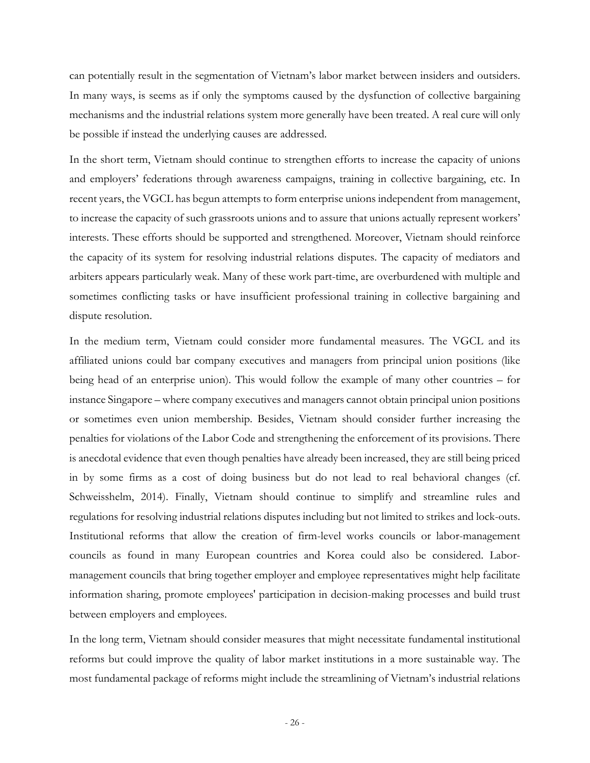can potentially result in the segmentation of Vietnam's labor market between insiders and outsiders. In many ways, is seems as if only the symptoms caused by the dysfunction of collective bargaining mechanisms and the industrial relations system more generally have been treated. A real cure will only be possible if instead the underlying causes are addressed.

In the short term, Vietnam should continue to strengthen efforts to increase the capacity of unions and employers' federations through awareness campaigns, training in collective bargaining, etc. In recent years, the VGCL has begun attempts to form enterprise unions independent from management, to increase the capacity of such grassroots unions and to assure that unions actually represent workers' interests. These efforts should be supported and strengthened. Moreover, Vietnam should reinforce the capacity of its system for resolving industrial relations disputes. The capacity of mediators and arbiters appears particularly weak. Many of these work part-time, are overburdened with multiple and sometimes conflicting tasks or have insufficient professional training in collective bargaining and dispute resolution.

In the medium term, Vietnam could consider more fundamental measures. The VGCL and its affiliated unions could bar company executives and managers from principal union positions (like being head of an enterprise union). This would follow the example of many other countries – for instance Singapore – where company executives and managers cannot obtain principal union positions or sometimes even union membership. Besides, Vietnam should consider further increasing the penalties for violations of the Labor Code and strengthening the enforcement of its provisions. There is anecdotal evidence that even though penalties have already been increased, they are still being priced in by some firms as a cost of doing business but do not lead to real behavioral changes (cf. Schweisshelm, 2014). Finally, Vietnam should continue to simplify and streamline rules and regulations for resolving industrial relations disputes including but not limited to strikes and lock-outs. Institutional reforms that allow the creation of firm-level works councils or labor-management councils as found in many European countries and Korea could also be considered. Labor-management councils that bring together employer and employee representatives might help facilitate information sharing, promote employees' participation in decision-making processes and build trust between employers and employees.

In the long term, Vietnam should consider measures that might necessitate fundamental institutional reforms but could improve the quality of labor market institutions in a more sustainable way. The most fundamental package of reforms might include the streamlining of Vietnam's industrial relations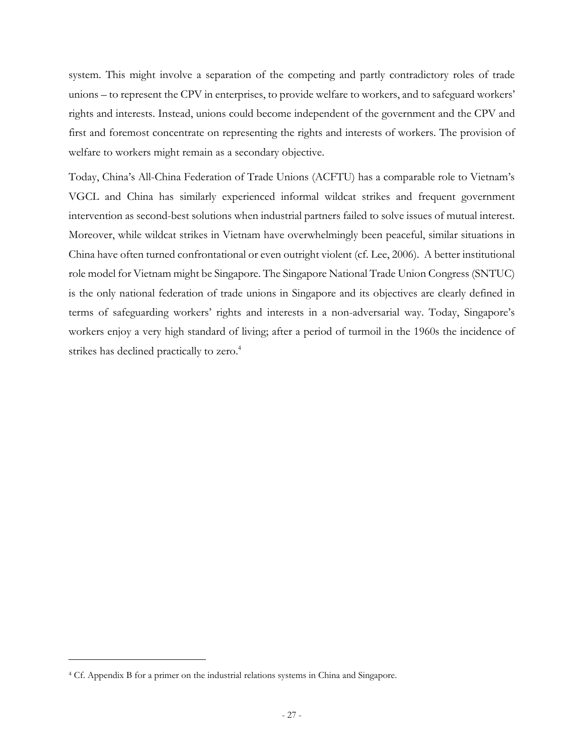system. This might involve a separation of the competing and partly contradictory roles of trade unions – to represent the CPV in enterprises, to provide welfare to workers, and to safeguard workers' rights and interests. Instead, unions could become independent of the government and the CPV and first and foremost concentrate on representing the rights and interests of workers. The provision of welfare to workers might remain as a secondary objective.

Today, China's All-China Federation of Trade Unions (ACFTU) has a comparable role to Vietnam's VGCL and China has similarly experienced informal wildcat strikes and frequent government intervention as second-best solutions when industrial partners failed to solve issues of mutual interest. Moreover, while wildcat strikes in Vietnam have overwhelmingly been peaceful, similar situations in China have often turned confrontational or even outright violent (cf. Lee, 2006). A better institutional role model for Vietnam might be Singapore. The Singapore National Trade Union Congress (SNTUC) is the only national federation of trade unions in Singapore and its objectives are clearly defined in terms of safeguarding workers' rights and interests in a non-adversarial way. Today, Singapore's workers enjoy a very high standard of living; after a period of turmoil in the 1960s the incidence of strikes has declined practically to zero.[4]

[4] Cf. Appendix B for a primer on the industrial relations systems in China and Singapore.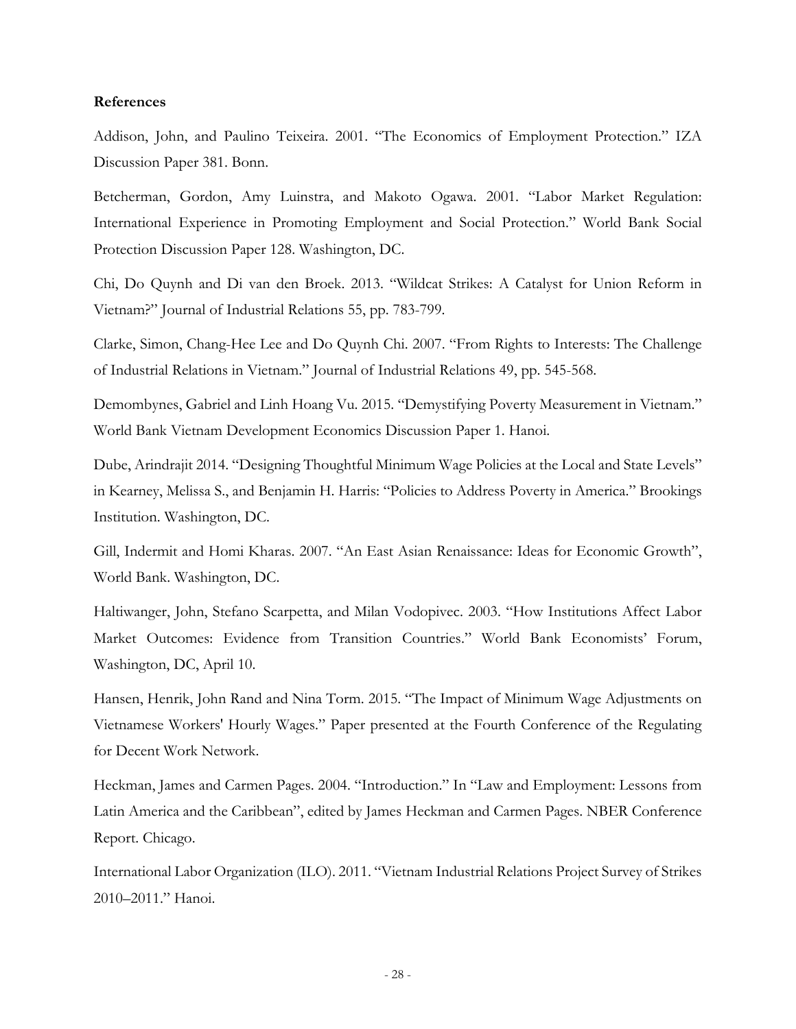**References**

Addison, John, and Paulino Teixeira. 2001. "The Economics of Employment Protection." IZA Discussion Paper 381. Bonn.

Betcherman, Gordon, Amy Luinstra, and Makoto Ogawa. 2001. "Labor Market Regulation: International Experience in Promoting Employment and Social Protection." World Bank Social Protection Discussion Paper 128. Washington, DC.

Chi, Do Quynh and Di van den Broek. 2013. "Wildcat Strikes: A Catalyst for Union Reform in Vietnam?" Journal of Industrial Relations 55, pp. 783-799.

Clarke, Simon, Chang-Hee Lee and Do Quynh Chi. 2007. "From Rights to Interests: The Challenge of Industrial Relations in Vietnam." Journal of Industrial Relations 49, pp. 545-568.

Demombynes, Gabriel and Linh Hoang Vu. 2015. "Demystifying Poverty Measurement in Vietnam." World Bank Vietnam Development Economics Discussion Paper 1. Hanoi.

Dube, Arindrajit 2014. "Designing Thoughtful Minimum Wage Policies at the Local and State Levels" in Kearney, Melissa S., and Benjamin H. Harris: "Policies to Address Poverty in America." Brookings Institution. Washington, DC.

Gill, Indermit and Homi Kharas. 2007. "An East Asian Renaissance: Ideas for Economic Growth", World Bank. Washington, DC.

Haltiwanger, John, Stefano Scarpetta, and Milan Vodopivec. 2003. "How Institutions Affect Labor Market Outcomes: Evidence from Transition Countries." World Bank Economists' Forum, Washington, DC, April 10.

Hansen, Henrik, John Rand and Nina Torm. 2015. "The Impact of Minimum Wage Adjustments on Vietnamese Workers' Hourly Wages." Paper presented at the Fourth Conference of the Regulating for Decent Work Network.

Heckman, James and Carmen Pages. 2004. "Introduction." In "Law and Employment: Lessons from Latin America and the Caribbean", edited by James Heckman and Carmen Pages. NBER Conference Report. Chicago.

International Labor Organization (ILO). 2011. "Vietnam Industrial Relations Project Survey of Strikes 2010–2011." Hanoi.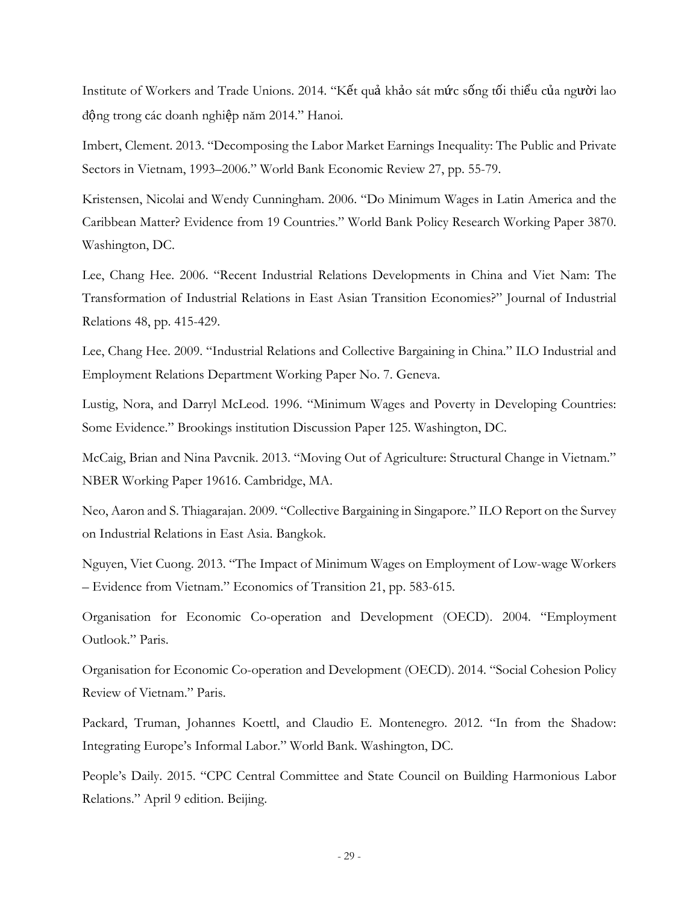Institute of Workers and Trade Unions. 2014. "Kết quả khảo sát mức sống tối thiểu của người lao động trong các doanh nghiệp năm 2014." Hanoi.

Imbert, Clement. 2013. "Decomposing the Labor Market Earnings Inequality: The Public and Private Sectors in Vietnam, 1993–2006." World Bank Economic Review 27, pp. 55-79.

Kristensen, Nicolai and Wendy Cunningham. 2006. "Do Minimum Wages in Latin America and the Caribbean Matter? Evidence from 19 Countries." World Bank Policy Research Working Paper 3870. Washington, DC.

Lee, Chang Hee. 2006. "Recent Industrial Relations Developments in China and Viet Nam: The Transformation of Industrial Relations in East Asian Transition Economies?" Journal of Industrial Relations 48, pp. 415-429.

Lee, Chang Hee. 2009. "Industrial Relations and Collective Bargaining in China." ILO Industrial and Employment Relations Department Working Paper No. 7. Geneva.

Lustig, Nora, and Darryl McLeod. 1996. "Minimum Wages and Poverty in Developing Countries: Some Evidence." Brookings institution Discussion Paper 125. Washington, DC.

McCaig, Brian and Nina Pavcnik. 2013. "Moving Out of Agriculture: Structural Change in Vietnam." NBER Working Paper 19616. Cambridge, MA.

Neo, Aaron and S. Thiagarajan. 2009. "Collective Bargaining in Singapore." ILO Report on the Survey on Industrial Relations in East Asia. Bangkok.

Nguyen, Viet Cuong. 2013. "The Impact of Minimum Wages on Employment of Low-wage Workers – Evidence from Vietnam." Economics of Transition 21, pp. 583-615.

Organisation for Economic Co-operation and Development (OECD). 2004. "Employment Outlook." Paris.

Organisation for Economic Co-operation and Development (OECD). 2014. "Social Cohesion Policy Review of Vietnam." Paris.

Packard, Truman, Johannes Koettl, and Claudio E. Montenegro. 2012. "In from the Shadow: Integrating Europe's Informal Labor." World Bank. Washington, DC.

People's Daily. 2015. "CPC Central Committee and State Council on Building Harmonious Labor Relations." April 9 edition. Beijing.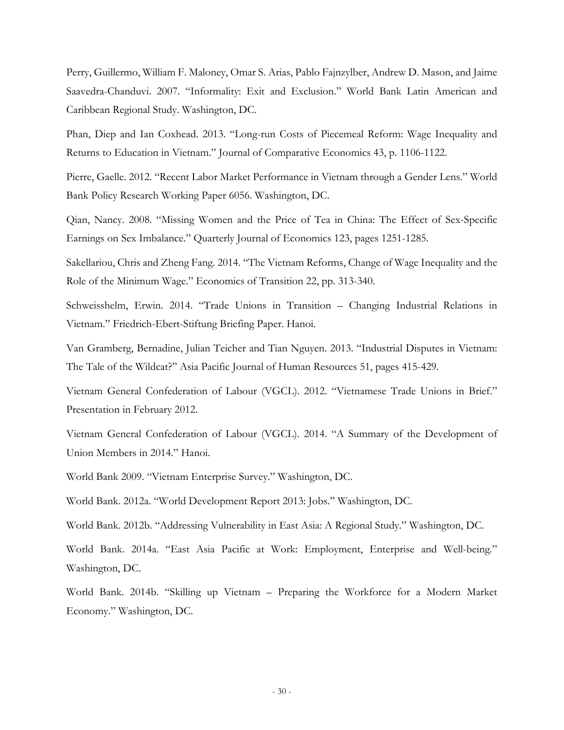Perry, Guillermo, William F. Maloney, Omar S. Arias, Pablo Fajnzylber, Andrew D. Mason, and Jaime Saavedra-Chanduvi. 2007. "Informality: Exit and Exclusion." World Bank Latin American and Caribbean Regional Study. Washington, DC.

Phan, Diep and Ian Coxhead. 2013. "Long-run Costs of Piecemeal Reform: Wage Inequality and Returns to Education in Vietnam." Journal of Comparative Economics 43, p. 1106-1122.

Pierre, Gaelle. 2012. "Recent Labor Market Performance in Vietnam through a Gender Lens." World Bank Policy Research Working Paper 6056. Washington, DC.

Qian, Nancy. 2008. "Missing Women and the Price of Tea in China: The Effect of Sex-Specific Earnings on Sex Imbalance." Quarterly Journal of Economics 123, pages 1251-1285.

Sakellariou, Chris and Zheng Fang. 2014. "The Vietnam Reforms, Change of Wage Inequality and the Role of the Minimum Wage." Economics of Transition 22, pp. 313-340.

Schweisshelm, Erwin. 2014. "Trade Unions in Transition – Changing Industrial Relations in Vietnam." Friedrich-Ebert-Stiftung Briefing Paper. Hanoi.

Van Gramberg, Bernadine, Julian Teicher and Tian Nguyen. 2013. "Industrial Disputes in Vietnam: The Tale of the Wildcat?" Asia Pacific Journal of Human Resources 51, pages 415-429.

Vietnam General Confederation of Labour (VGCL). 2012. "Vietnamese Trade Unions in Brief." Presentation in February 2012.

Vietnam General Confederation of Labour (VGCL). 2014. "A Summary of the Development of Union Members in 2014." Hanoi.

World Bank 2009. "Vietnam Enterprise Survey." Washington, DC.

World Bank. 2012a. "World Development Report 2013: Jobs." Washington, DC.

World Bank. 2012b. "Addressing Vulnerability in East Asia: A Regional Study." Washington, DC.

World Bank. 2014a. "East Asia Pacific at Work: Employment, Enterprise and Well-being." Washington, DC.

World Bank. 2014b. "Skilling up Vietnam – Preparing the Workforce for a Modern Market Economy." Washington, DC.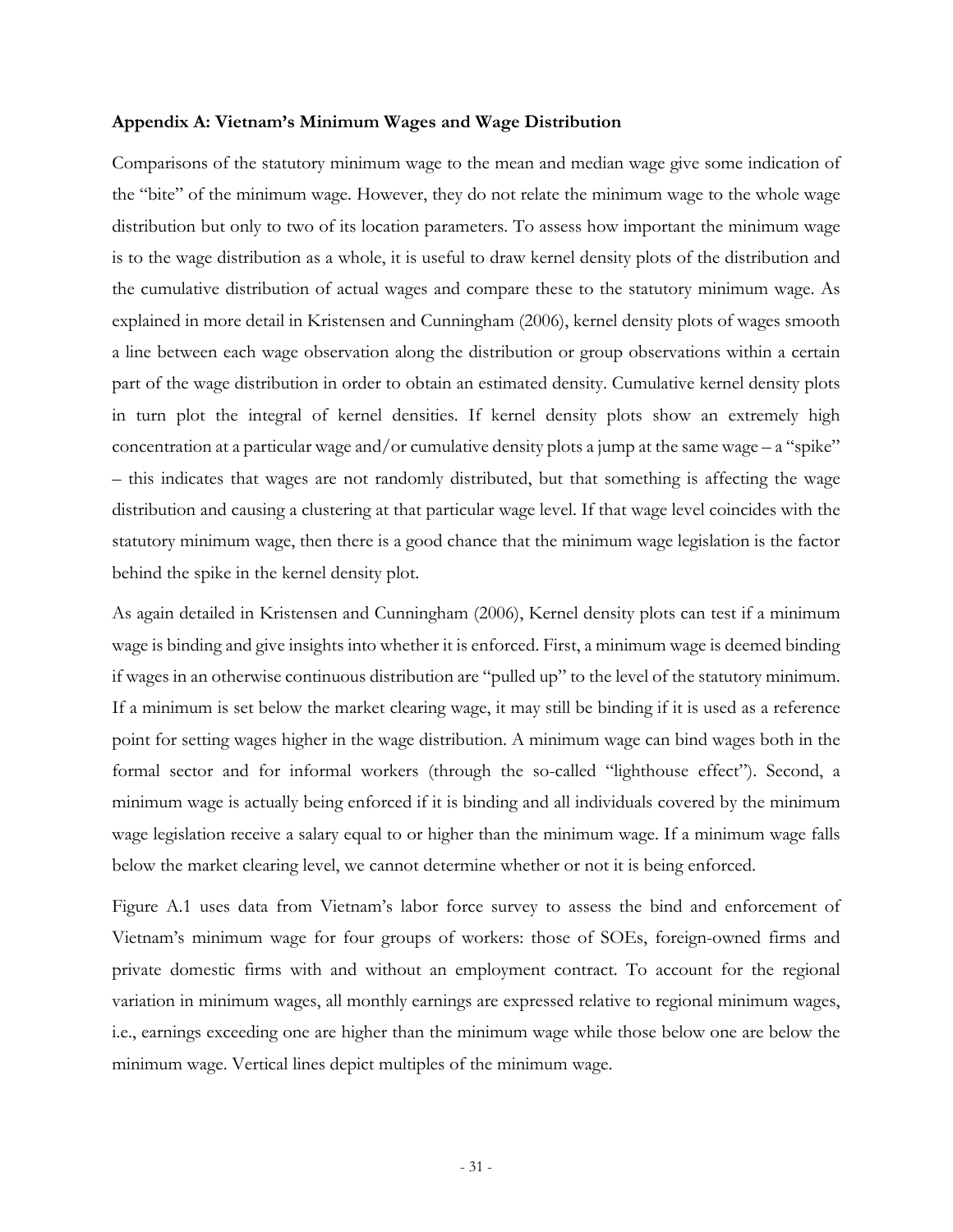**Appendix A: Vietnam's Minimum Wages and Wage Distribution**

Comparisons of the statutory minimum wage to the mean and median wage give some indication of the "bite" of the minimum wage. However, they do not relate the minimum wage to the whole wage distribution but only to two of its location parameters. To assess how important the minimum wage is to the wage distribution as a whole, it is useful to draw kernel density plots of the distribution and the cumulative distribution of actual wages and compare these to the statutory minimum wage. As explained in more detail in Kristensen and Cunningham (2006), kernel density plots of wages smooth a line between each wage observation along the distribution or group observations within a certain part of the wage distribution in order to obtain an estimated density. Cumulative kernel density plots in turn plot the integral of kernel densities. If kernel density plots show an extremely high concentration at a particular wage and/or cumulative density plots a jump at the same wage – a "spike" – this indicates that wages are not randomly distributed, but that something is affecting the wage distribution and causing a clustering at that particular wage level. If that wage level coincides with the statutory minimum wage, then there is a good chance that the minimum wage legislation is the factor behind the spike in the kernel density plot.

As again detailed in Kristensen and Cunningham (2006), Kernel density plots can test if a minimum wage is binding and give insights into whether it is enforced. First, a minimum wage is deemed binding if wages in an otherwise continuous distribution are "pulled up" to the level of the statutory minimum. If a minimum is set below the market clearing wage, it may still be binding if it is used as a reference point for setting wages higher in the wage distribution. A minimum wage can bind wages both in the formal sector and for informal workers (through the so-called "lighthouse effect"). Second, a minimum wage is actually being enforced if it is binding and all individuals covered by the minimum wage legislation receive a salary equal to or higher than the minimum wage. If a minimum wage falls below the market clearing level, we cannot determine whether or not it is being enforced.

Figure A.1 uses data from Vietnam's labor force survey to assess the bind and enforcement of Vietnam's minimum wage for four groups of workers: those of SOEs, foreign-owned firms and private domestic firms with and without an employment contract. To account for the regional variation in minimum wages, all monthly earnings are expressed relative to regional minimum wages, i.e., earnings exceeding one are higher than the minimum wage while those below one are below the minimum wage. Vertical lines depict multiples of the minimum wage.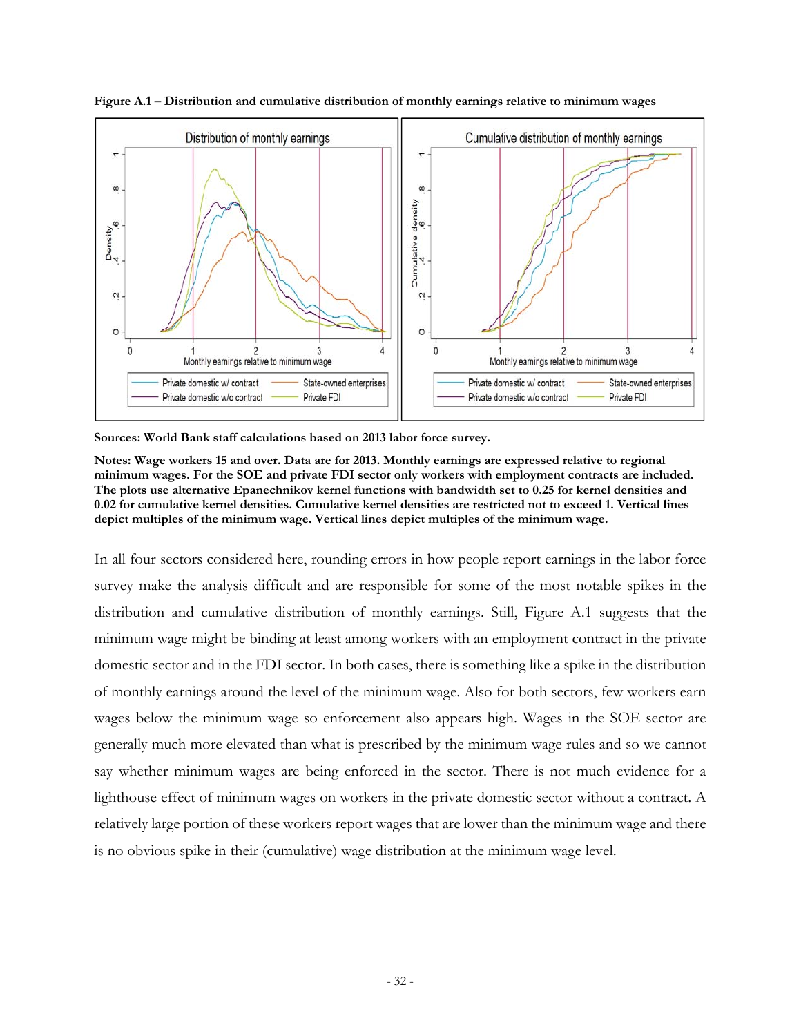**Figure A.1 – Distribution and cumulative distribution of monthly earnings relative to minimum wages**

**Sources: World Bank staff calculations based on 2013 labor force survey.**

**Notes: Wage workers 15 and over. Data are for 2013. Monthly earnings are expressed relative to regional minimum wages. For the SOE and private FDI sector only workers with employment contracts are included. The plots use alternative Epanechnikov kernel functions with bandwidth set to 0.25 for kernel densities and 0.02 for cumulative kernel densities. Cumulative kernel densities are restricted not to exceed 1. Vertical lines depict multiples of the minimum wage. Vertical lines depict multiples of the minimum wage.**

In all four sectors considered here, rounding errors in how people report earnings in the labor force survey make the analysis difficult and are responsible for some of the most notable spikes in the distribution and cumulative distribution of monthly earnings. Still, Figure A.1 suggests that the minimum wage might be binding at least among workers with an employment contract in the private domestic sector and in the FDI sector. In both cases, there is something like a spike in the distribution of monthly earnings around the level of the minimum wage. Also for both sectors, few workers earn wages below the minimum wage so enforcement also appears high. Wages in the SOE sector are generally much more elevated than what is prescribed by the minimum wage rules and so we cannot say whether minimum wages are being enforced in the sector. There is not much evidence for a lighthouse effect of minimum wages on workers in the private domestic sector without a contract. A relatively large portion of these workers report wages that are lower than the minimum wage and there is no obvious spike in their (cumulative) wage distribution at the minimum wage level.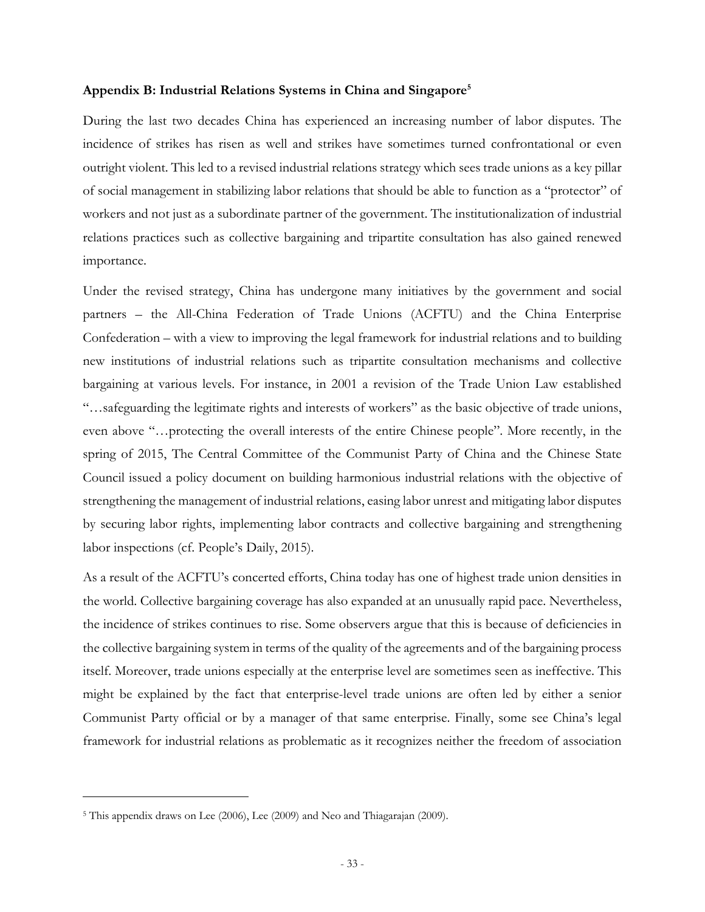### Appendix B: Industrial Relations Systems in China and Singapore[5]

During the last two decades China has experienced an increasing number of labor disputes. The incidence of strikes has risen as well and strikes have sometimes turned confrontational or even outright violent. This led to a revised industrial relations strategy which sees trade unions as a key pillar of social management in stabilizing labor relations that should be able to function as a "protector" of workers and not just as a subordinate partner of the government. The institutionalization of industrial relations practices such as collective bargaining and tripartite consultation has also gained renewed importance.

Under the revised strategy, China has undergone many initiatives by the government and social partners – the All-China Federation of Trade Unions (ACFTU) and the China Enterprise Confederation – with a view to improving the legal framework for industrial relations and to building new institutions of industrial relations such as tripartite consultation mechanisms and collective bargaining at various levels. For instance, in 2001 a revision of the Trade Union Law established "…safeguarding the legitimate rights and interests of workers" as the basic objective of trade unions, even above "…protecting the overall interests of the entire Chinese people". More recently, in the spring of 2015, The Central Committee of the Communist Party of China and the Chinese State Council issued a policy document on building harmonious industrial relations with the objective of strengthening the management of industrial relations, easing labor unrest and mitigating labor disputes by securing labor rights, implementing labor contracts and collective bargaining and strengthening labor inspections (cf. People's Daily, 2015).

As a result of the ACFTU's concerted efforts, China today has one of highest trade union densities in the world. Collective bargaining coverage has also expanded at an unusually rapid pace. Nevertheless, the incidence of strikes continues to rise. Some observers argue that this is because of deficiencies in the collective bargaining system in terms of the quality of the agreements and of the bargaining process itself. Moreover, trade unions especially at the enterprise level are sometimes seen as ineffective. This might be explained by the fact that enterprise-level trade unions are often led by either a senior Communist Party official or by a manager of that same enterprise. Finally, some see China's legal framework for industrial relations as problematic as it recognizes neither the freedom of association

[5] This appendix draws on Lee (2006), Lee (2009) and Neo and Thiagarajan (2009).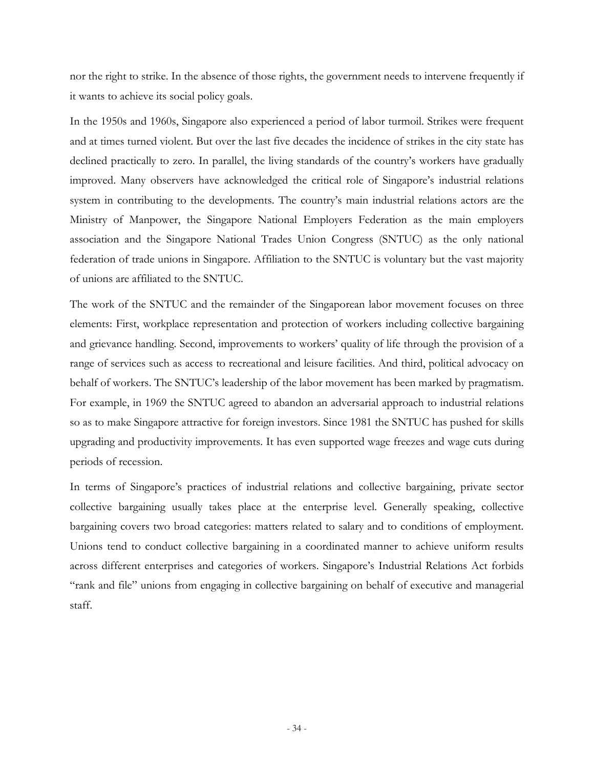nor the right to strike. In the absence of those rights, the government needs to intervene frequently if it wants to achieve its social policy goals.

In the 1950s and 1960s, Singapore also experienced a period of labor turmoil. Strikes were frequent and at times turned violent. But over the last five decades the incidence of strikes in the city state has declined practically to zero. In parallel, the living standards of the country's workers have gradually improved. Many observers have acknowledged the critical role of Singapore's industrial relations system in contributing to the developments. The country's main industrial relations actors are the Ministry of Manpower, the Singapore National Employers Federation as the main employers association and the Singapore National Trades Union Congress (SNTUC) as the only national federation of trade unions in Singapore. Affiliation to the SNTUC is voluntary but the vast majority of unions are affiliated to the SNTUC.

The work of the SNTUC and the remainder of the Singaporean labor movement focuses on three elements: First, workplace representation and protection of workers including collective bargaining and grievance handling. Second, improvements to workers' quality of life through the provision of a range of services such as access to recreational and leisure facilities. And third, political advocacy on behalf of workers. The SNTUC's leadership of the labor movement has been marked by pragmatism. For example, in 1969 the SNTUC agreed to abandon an adversarial approach to industrial relations so as to make Singapore attractive for foreign investors. Since 1981 the SNTUC has pushed for skills upgrading and productivity improvements. It has even supported wage freezes and wage cuts during periods of recession.

In terms of Singapore's practices of industrial relations and collective bargaining, private sector collective bargaining usually takes place at the enterprise level. Generally speaking, collective bargaining covers two broad categories: matters related to salary and to conditions of employment. Unions tend to conduct collective bargaining in a coordinated manner to achieve uniform results across different enterprises and categories of workers. Singapore's Industrial Relations Act forbids "rank and file" unions from engaging in collective bargaining on behalf of executive and managerial staff.